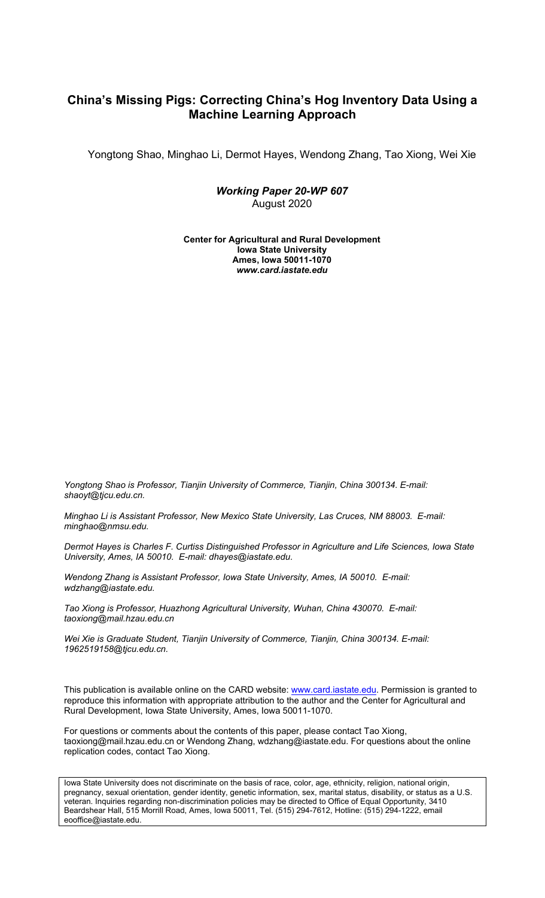# China's Missing Pigs: Correcting China's Hog Inventory Data Using a Machine Learning Approach

Yongtong Shao, Minghao Li, Dermot Hayes, Wendong Zhang, Tao Xiong, Wei Xie

***Working Paper 20-WP 607***
August 2020

**Center for Agricultural and Rural Development**
**Iowa State University**
**Ames, Iowa 50011-1070**
***www.card.iastate.edu***

*Yongtong Shao is Professor, Tianjin University of Commerce, Tianjin, China 300134. E-mail: shaoyt@tjcu.edu.cn.*

*Minghao Li is Assistant Professor, New Mexico State University, Las Cruces, NM 88003. E-mail: minghao@nmsu.edu.*

*Dermot Hayes is Charles F. Curtiss Distinguished Professor in Agriculture and Life Sciences, Iowa State University, Ames, IA 50010. E-mail: dhayes@iastate.edu.*

*Wendong Zhang is Assistant Professor, Iowa State University, Ames, IA 50010. E-mail: wdzhang@iastate.edu.*

*Tao Xiong is Professor, Huazhong Agricultural University, Wuhan, China 430070. E-mail: taoxiong@mail.hzau.edu.cn*

*Wei Xie is Graduate Student, Tianjin University of Commerce, Tianjin, China 300134. E-mail: 1962519158@tjcu.edu.cn.*

This publication is available online on the CARD website: www.card.iastate.edu. Permission is granted to reproduce this information with appropriate attribution to the author and the Center for Agricultural and Rural Development, Iowa State University, Ames, Iowa 50011-1070.

For questions or comments about the contents of this paper, please contact Tao Xiong, taoxiong@mail.hzau.edu.cn or Wendong Zhang, wdzhang@iastate.edu. For questions about the online replication codes, contact Tao Xiong.

Iowa State University does not discriminate on the basis of race, color, age, ethnicity, religion, national origin, pregnancy, sexual orientation, gender identity, genetic information, sex, marital status, disability, or status as a U.S. veteran. Inquiries regarding non-discrimination policies may be directed to Office of Equal Opportunity, 3410 Beardshear Hall, 515 Morrill Road, Ames, Iowa 50011, Tel. (515) 294-7612, Hotline: (515) 294-1222, email eooffice@iastate.edu.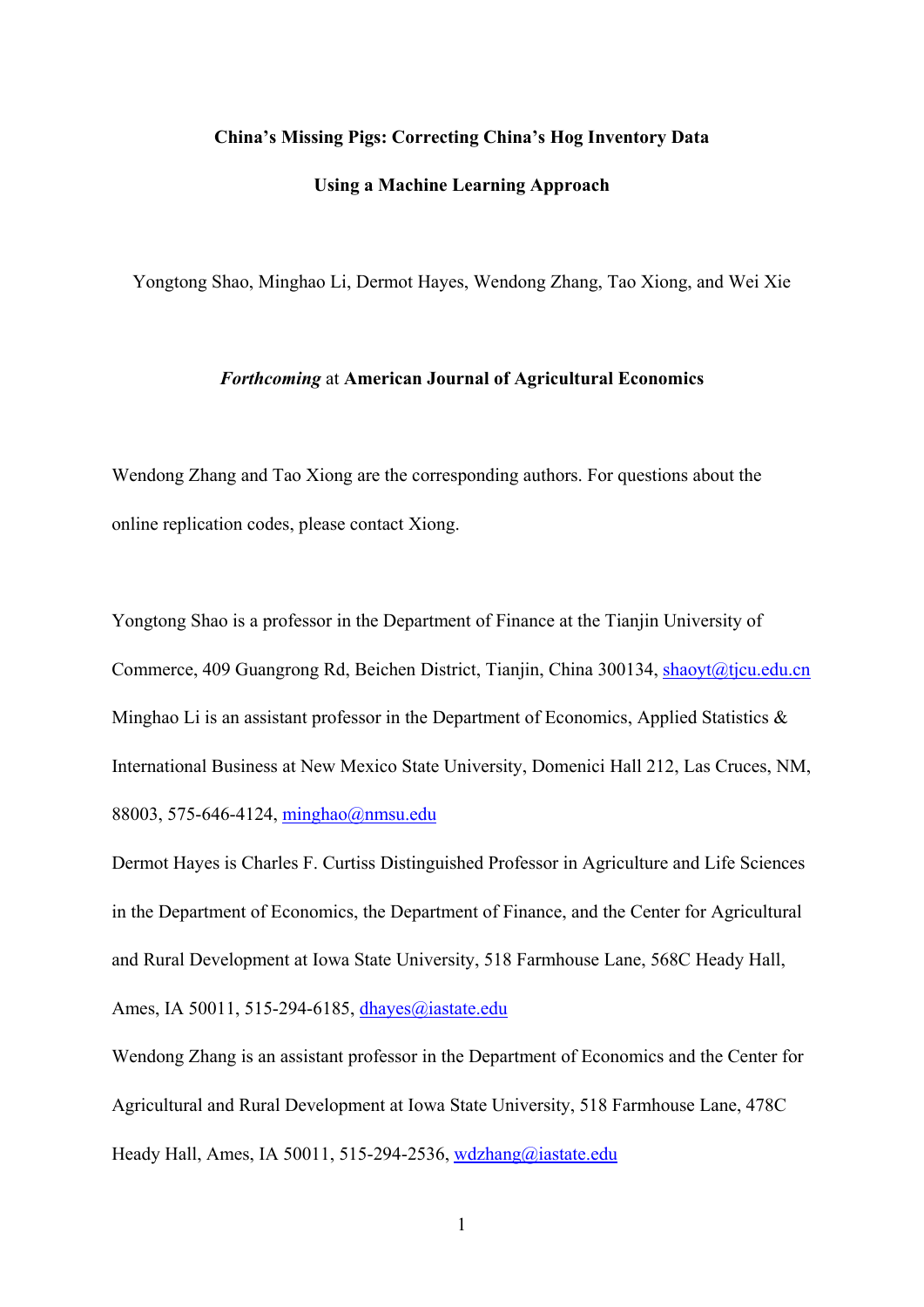**China's Missing Pigs: Correcting China's Hog Inventory Data**

**Using a Machine Learning Approach**

Yongtong Shao, Minghao Li, Dermot Hayes, Wendong Zhang, Tao Xiong, and Wei Xie

***Forthcoming*** at **American Journal of Agricultural Economics**

Wendong Zhang and Tao Xiong are the corresponding authors. For questions about the online replication codes, please contact Xiong.

Yongtong Shao is a professor in the Department of Finance at the Tianjin University of Commerce, 409 Guangrong Rd, Beichen District, Tianjin, China 300134, shaoyt@tjcu.edu.cn

Minghao Li is an assistant professor in the Department of Economics, Applied Statistics & International Business at New Mexico State University, Domenici Hall 212, Las Cruces, NM, 88003, 575-646-4124, minghao@nmsu.edu

Dermot Hayes is Charles F. Curtiss Distinguished Professor in Agriculture and Life Sciences in the Department of Economics, the Department of Finance, and the Center for Agricultural and Rural Development at Iowa State University, 518 Farmhouse Lane, 568C Heady Hall, Ames, IA 50011, 515-294-6185, dhayes@iastate.edu

Wendong Zhang is an assistant professor in the Department of Economics and the Center for Agricultural and Rural Development at Iowa State University, 518 Farmhouse Lane, 478C Heady Hall, Ames, IA 50011, 515-294-2536, wdzhang@iastate.edu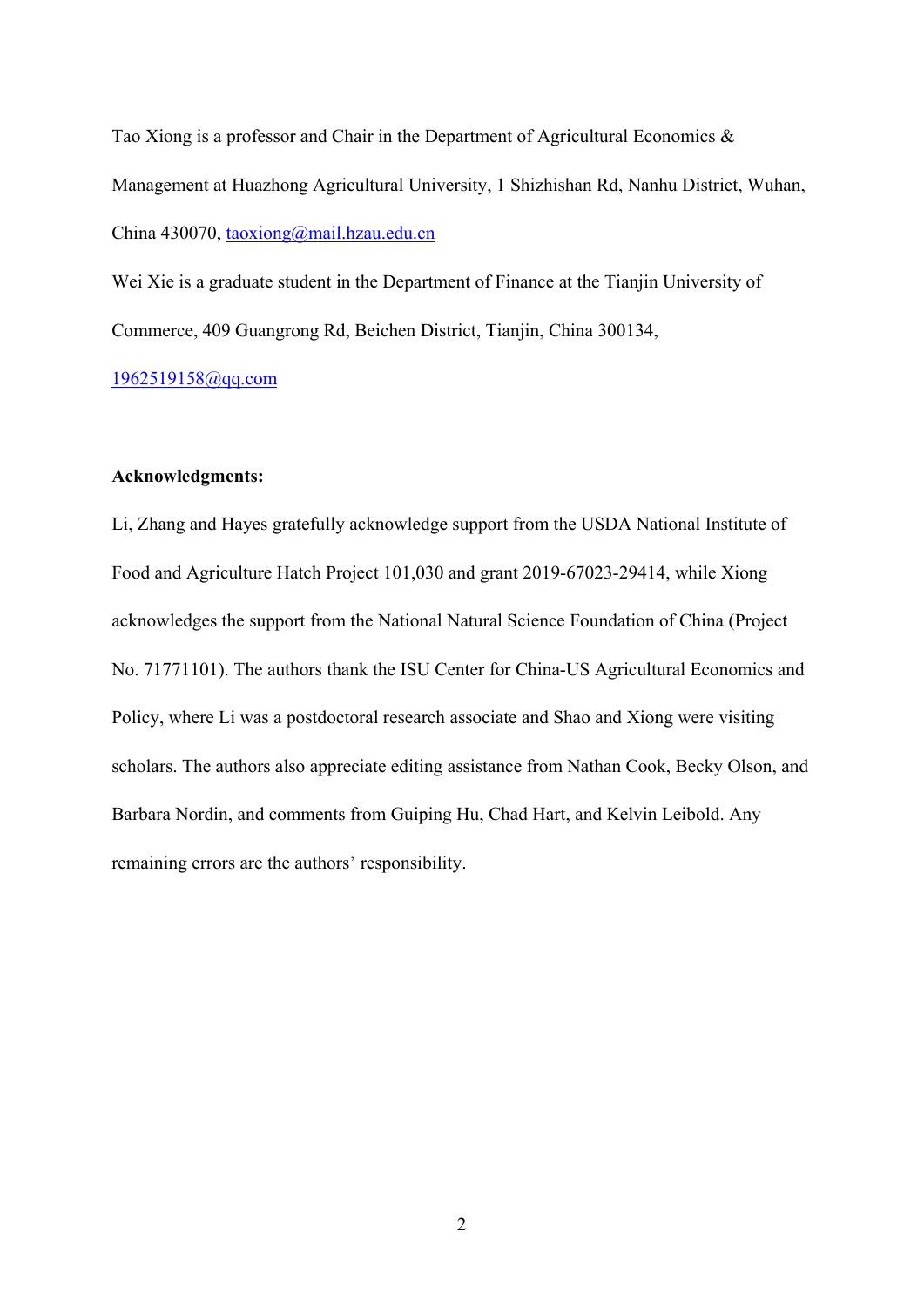Tao Xiong is a professor and Chair in the Department of Agricultural Economics & Management at Huazhong Agricultural University, 1 Shizhishan Rd, Nanhu District, Wuhan, China 430070, taoxiong@mail.hzau.edu.cn

Wei Xie is a graduate student in the Department of Finance at the Tianjin University of Commerce, 409 Guangrong Rd, Beichen District, Tianjin, China 300134, 1962519158@qq.com

**Acknowledgments:**

Li, Zhang and Hayes gratefully acknowledge support from the USDA National Institute of Food and Agriculture Hatch Project 101,030 and grant 2019-67023-29414, while Xiong acknowledges the support from the National Natural Science Foundation of China (Project No. 71771101). The authors thank the ISU Center for China-US Agricultural Economics and Policy, where Li was a postdoctoral research associate and Shao and Xiong were visiting scholars. The authors also appreciate editing assistance from Nathan Cook, Becky Olson, and Barbara Nordin, and comments from Guiping Hu, Chad Hart, and Kelvin Leibold. Any remaining errors are the authors' responsibility.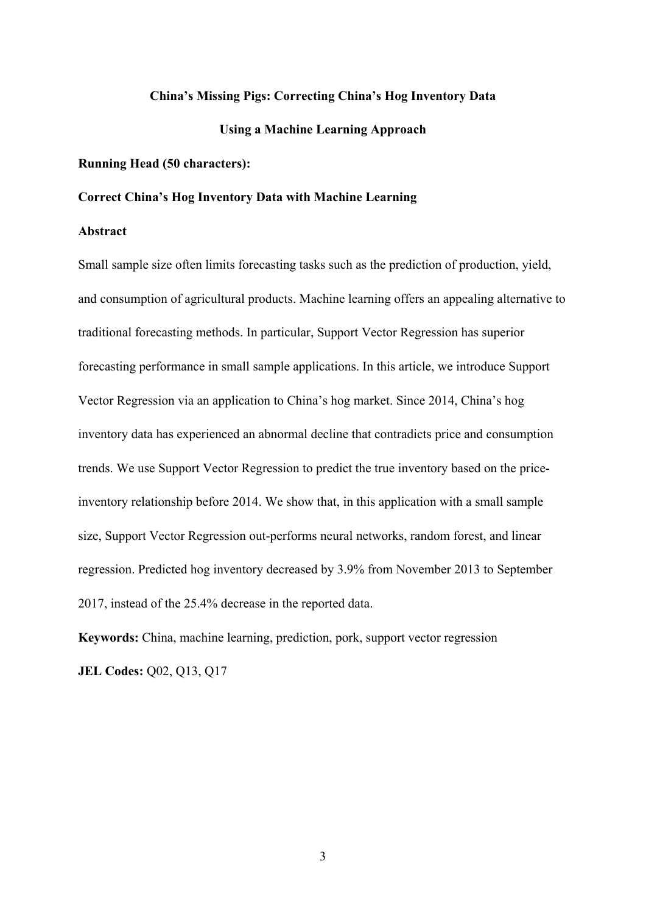**China's Missing Pigs: Correcting China's Hog Inventory Data**

**Using a Machine Learning Approach**

**Running Head (50 characters):**

**Correct China's Hog Inventory Data with Machine Learning**

**Abstract**

Small sample size often limits forecasting tasks such as the prediction of production, yield, and consumption of agricultural products. Machine learning offers an appealing alternative to traditional forecasting methods. In particular, Support Vector Regression has superior forecasting performance in small sample applications. In this article, we introduce Support Vector Regression via an application to China's hog market. Since 2014, China's hog inventory data has experienced an abnormal decline that contradicts price and consumption trends. We use Support Vector Regression to predict the true inventory based on the price-inventory relationship before 2014. We show that, in this application with a small sample size, Support Vector Regression out-performs neural networks, random forest, and linear regression. Predicted hog inventory decreased by 3.9% from November 2013 to September 2017, instead of the 25.4% decrease in the reported data.

**Keywords:** China, machine learning, prediction, pork, support vector regression

**JEL Codes:** Q02, Q13, Q17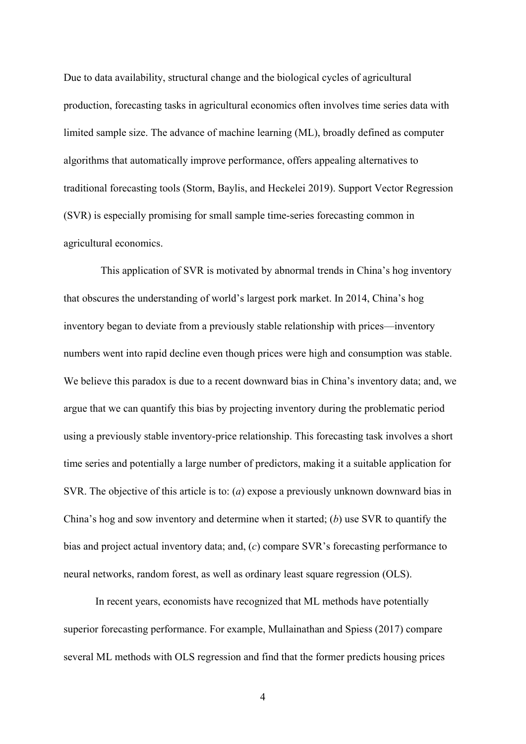Due to data availability, structural change and the biological cycles of agricultural production, forecasting tasks in agricultural economics often involves time series data with limited sample size. The advance of machine learning (ML), broadly defined as computer algorithms that automatically improve performance, offers appealing alternatives to traditional forecasting tools (Storm, Baylis, and Heckelei 2019). Support Vector Regression (SVR) is especially promising for small sample time-series forecasting common in agricultural economics.

This application of SVR is motivated by abnormal trends in China's hog inventory that obscures the understanding of world's largest pork market. In 2014, China's hog inventory began to deviate from a previously stable relationship with prices—inventory numbers went into rapid decline even though prices were high and consumption was stable. We believe this paradox is due to a recent downward bias in China's inventory data; and, we argue that we can quantify this bias by projecting inventory during the problematic period using a previously stable inventory-price relationship. This forecasting task involves a short time series and potentially a large number of predictors, making it a suitable application for SVR. The objective of this article is to: (*a*) expose a previously unknown downward bias in China's hog and sow inventory and determine when it started; (*b*) use SVR to quantify the bias and project actual inventory data; and, (*c*) compare SVR's forecasting performance to neural networks, random forest, as well as ordinary least square regression (OLS).

In recent years, economists have recognized that ML methods have potentially superior forecasting performance. For example, Mullainathan and Spiess (2017) compare several ML methods with OLS regression and find that the former predicts housing prices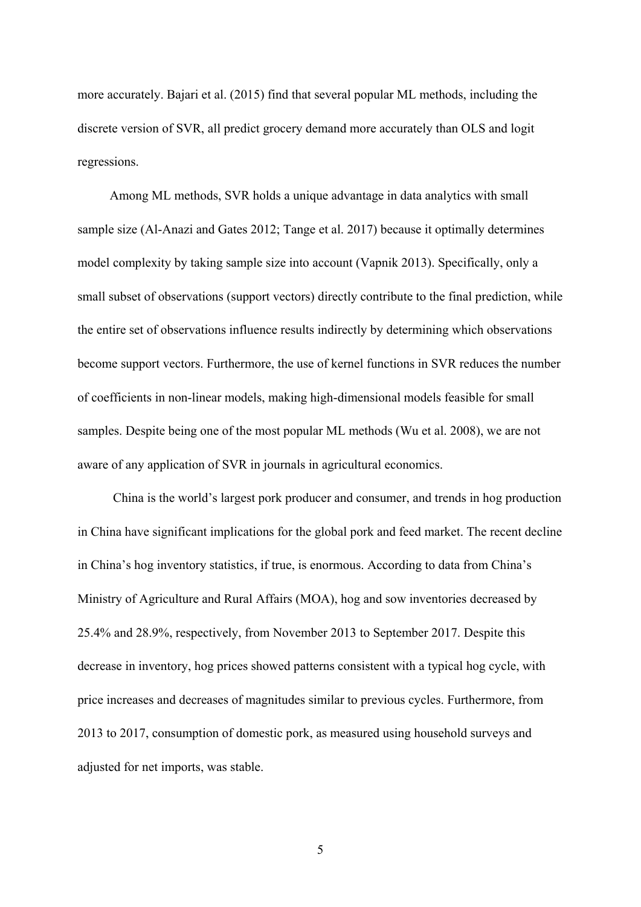more accurately. Bajari et al. (2015) find that several popular ML methods, including the discrete version of SVR, all predict grocery demand more accurately than OLS and logit regressions.

Among ML methods, SVR holds a unique advantage in data analytics with small sample size (Al-Anazi and Gates 2012; Tange et al. 2017) because it optimally determines model complexity by taking sample size into account (Vapnik 2013). Specifically, only a small subset of observations (support vectors) directly contribute to the final prediction, while the entire set of observations influence results indirectly by determining which observations become support vectors. Furthermore, the use of kernel functions in SVR reduces the number of coefficients in non-linear models, making high-dimensional models feasible for small samples. Despite being one of the most popular ML methods (Wu et al. 2008), we are not aware of any application of SVR in journals in agricultural economics.

China is the world's largest pork producer and consumer, and trends in hog production in China have significant implications for the global pork and feed market. The recent decline in China's hog inventory statistics, if true, is enormous. According to data from China's Ministry of Agriculture and Rural Affairs (MOA), hog and sow inventories decreased by 25.4% and 28.9%, respectively, from November 2013 to September 2017. Despite this decrease in inventory, hog prices showed patterns consistent with a typical hog cycle, with price increases and decreases of magnitudes similar to previous cycles. Furthermore, from 2013 to 2017, consumption of domestic pork, as measured using household surveys and adjusted for net imports, was stable.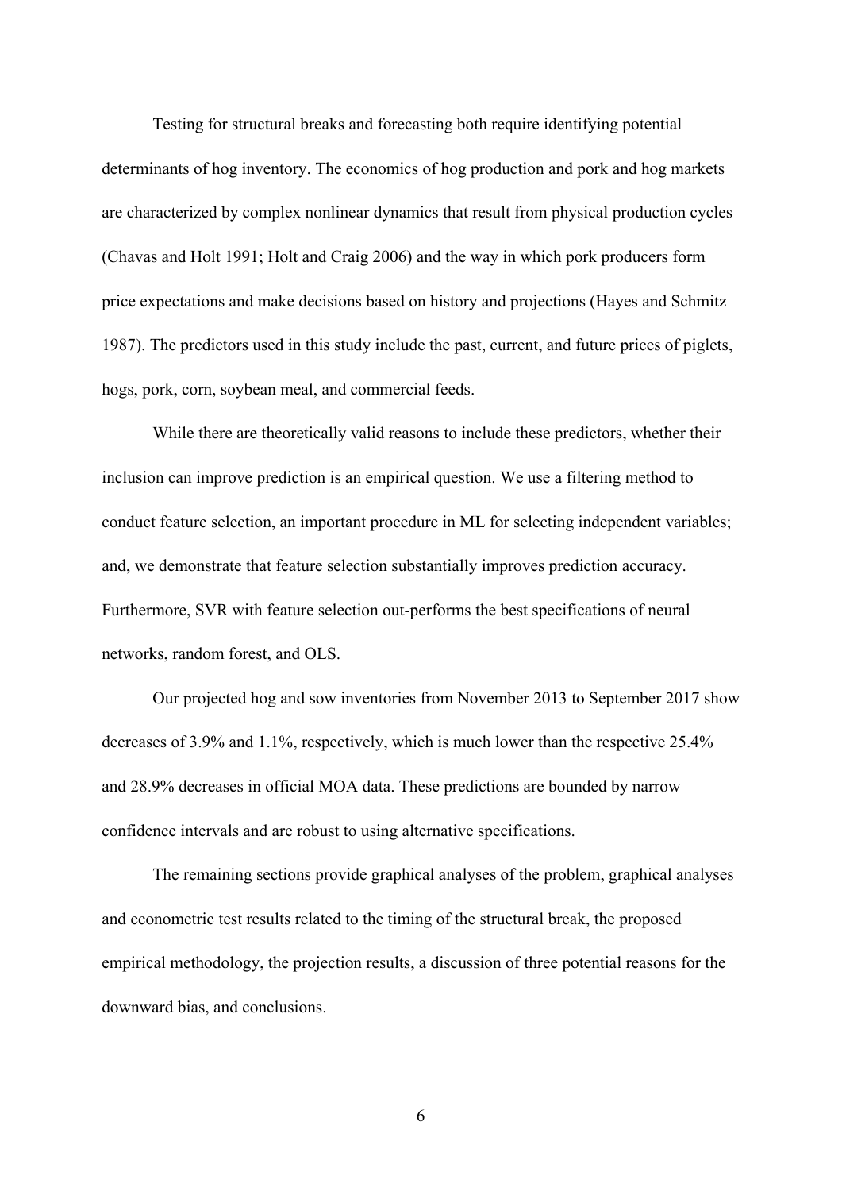Testing for structural breaks and forecasting both require identifying potential determinants of hog inventory. The economics of hog production and pork and hog markets are characterized by complex nonlinear dynamics that result from physical production cycles (Chavas and Holt 1991; Holt and Craig 2006) and the way in which pork producers form price expectations and make decisions based on history and projections (Hayes and Schmitz 1987). The predictors used in this study include the past, current, and future prices of piglets, hogs, pork, corn, soybean meal, and commercial feeds.

While there are theoretically valid reasons to include these predictors, whether their inclusion can improve prediction is an empirical question. We use a filtering method to conduct feature selection, an important procedure in ML for selecting independent variables; and, we demonstrate that feature selection substantially improves prediction accuracy. Furthermore, SVR with feature selection out-performs the best specifications of neural networks, random forest, and OLS.

Our projected hog and sow inventories from November 2013 to September 2017 show decreases of 3.9% and 1.1%, respectively, which is much lower than the respective 25.4% and 28.9% decreases in official MOA data. These predictions are bounded by narrow confidence intervals and are robust to using alternative specifications.

The remaining sections provide graphical analyses of the problem, graphical analyses and econometric test results related to the timing of the structural break, the proposed empirical methodology, the projection results, a discussion of three potential reasons for the downward bias, and conclusions.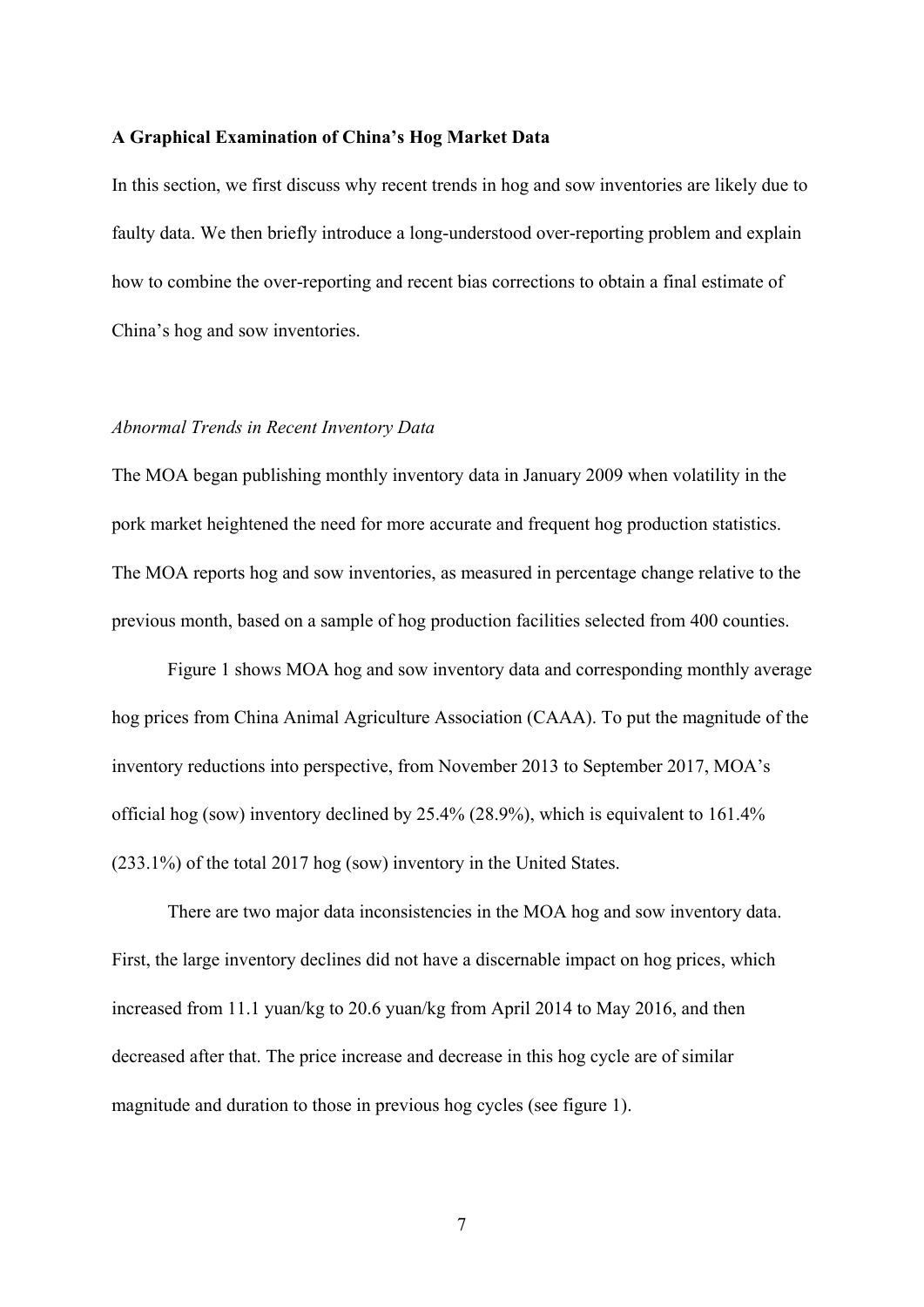**A Graphical Examination of China's Hog Market Data**

In this section, we first discuss why recent trends in hog and sow inventories are likely due to faulty data. We then briefly introduce a long-understood over-reporting problem and explain how to combine the over-reporting and recent bias corrections to obtain a final estimate of China's hog and sow inventories.

*Abnormal Trends in Recent Inventory Data*

The MOA began publishing monthly inventory data in January 2009 when volatility in the pork market heightened the need for more accurate and frequent hog production statistics. The MOA reports hog and sow inventories, as measured in percentage change relative to the previous month, based on a sample of hog production facilities selected from 400 counties.

Figure 1 shows MOA hog and sow inventory data and corresponding monthly average hog prices from China Animal Agriculture Association (CAAA). To put the magnitude of the inventory reductions into perspective, from November 2013 to September 2017, MOA's official hog (sow) inventory declined by 25.4% (28.9%), which is equivalent to 161.4% (233.1%) of the total 2017 hog (sow) inventory in the United States.

There are two major data inconsistencies in the MOA hog and sow inventory data. First, the large inventory declines did not have a discernable impact on hog prices, which increased from 11.1 yuan/kg to 20.6 yuan/kg from April 2014 to May 2016, and then decreased after that. The price increase and decrease in this hog cycle are of similar magnitude and duration to those in previous hog cycles (see figure 1).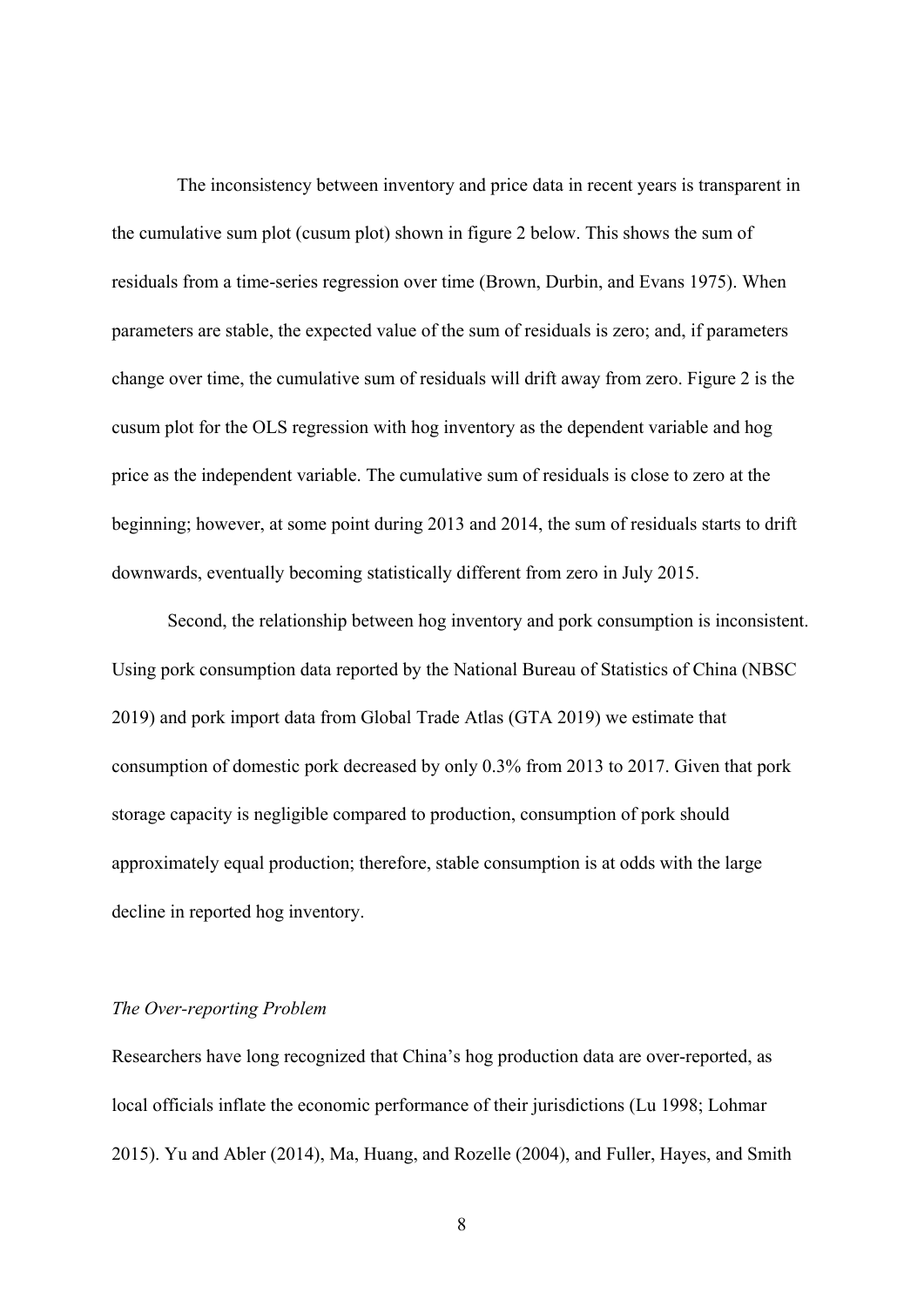The inconsistency between inventory and price data in recent years is transparent in the cumulative sum plot (cusum plot) shown in figure 2 below. This shows the sum of residuals from a time-series regression over time (Brown, Durbin, and Evans 1975). When parameters are stable, the expected value of the sum of residuals is zero; and, if parameters change over time, the cumulative sum of residuals will drift away from zero. Figure 2 is the cusum plot for the OLS regression with hog inventory as the dependent variable and hog price as the independent variable. The cumulative sum of residuals is close to zero at the beginning; however, at some point during 2013 and 2014, the sum of residuals starts to drift downwards, eventually becoming statistically different from zero in July 2015.

Second, the relationship between hog inventory and pork consumption is inconsistent. Using pork consumption data reported by the National Bureau of Statistics of China (NBSC 2019) and pork import data from Global Trade Atlas (GTA 2019) we estimate that consumption of domestic pork decreased by only 0.3% from 2013 to 2017. Given that pork storage capacity is negligible compared to production, consumption of pork should approximately equal production; therefore, stable consumption is at odds with the large decline in reported hog inventory.

### *The Over-reporting Problem*

Researchers have long recognized that China's hog production data are over-reported, as local officials inflate the economic performance of their jurisdictions (Lu 1998; Lohmar 2015). Yu and Abler (2014), Ma, Huang, and Rozelle (2004), and Fuller, Hayes, and Smith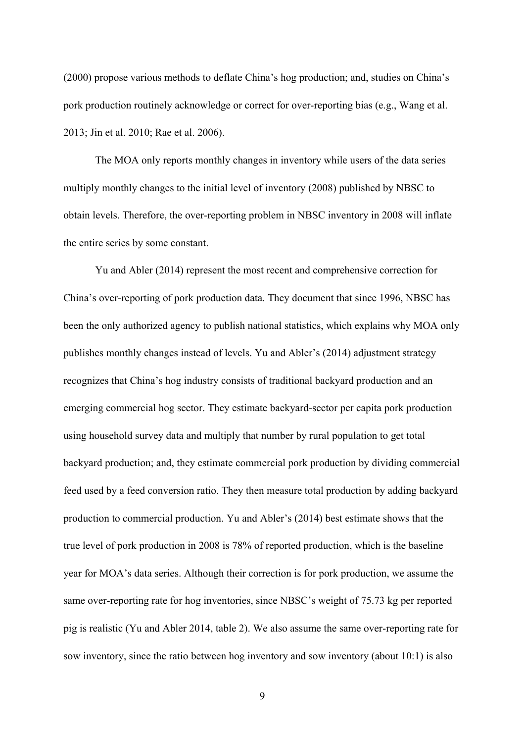(2000) propose various methods to deflate China's hog production; and, studies on China's pork production routinely acknowledge or correct for over-reporting bias (e.g., Wang et al. 2013; Jin et al. 2010; Rae et al. 2006).

The MOA only reports monthly changes in inventory while users of the data series multiply monthly changes to the initial level of inventory (2008) published by NBSC to obtain levels. Therefore, the over-reporting problem in NBSC inventory in 2008 will inflate the entire series by some constant.

Yu and Abler (2014) represent the most recent and comprehensive correction for China's over-reporting of pork production data. They document that since 1996, NBSC has been the only authorized agency to publish national statistics, which explains why MOA only publishes monthly changes instead of levels. Yu and Abler's (2014) adjustment strategy recognizes that China's hog industry consists of traditional backyard production and an emerging commercial hog sector. They estimate backyard-sector per capita pork production using household survey data and multiply that number by rural population to get total backyard production; and, they estimate commercial pork production by dividing commercial feed used by a feed conversion ratio. They then measure total production by adding backyard production to commercial production. Yu and Abler's (2014) best estimate shows that the true level of pork production in 2008 is 78% of reported production, which is the baseline year for MOA's data series. Although their correction is for pork production, we assume the same over-reporting rate for hog inventories, since NBSC's weight of 75.73 kg per reported pig is realistic (Yu and Abler 2014, table 2). We also assume the same over-reporting rate for sow inventory, since the ratio between hog inventory and sow inventory (about 10:1) is also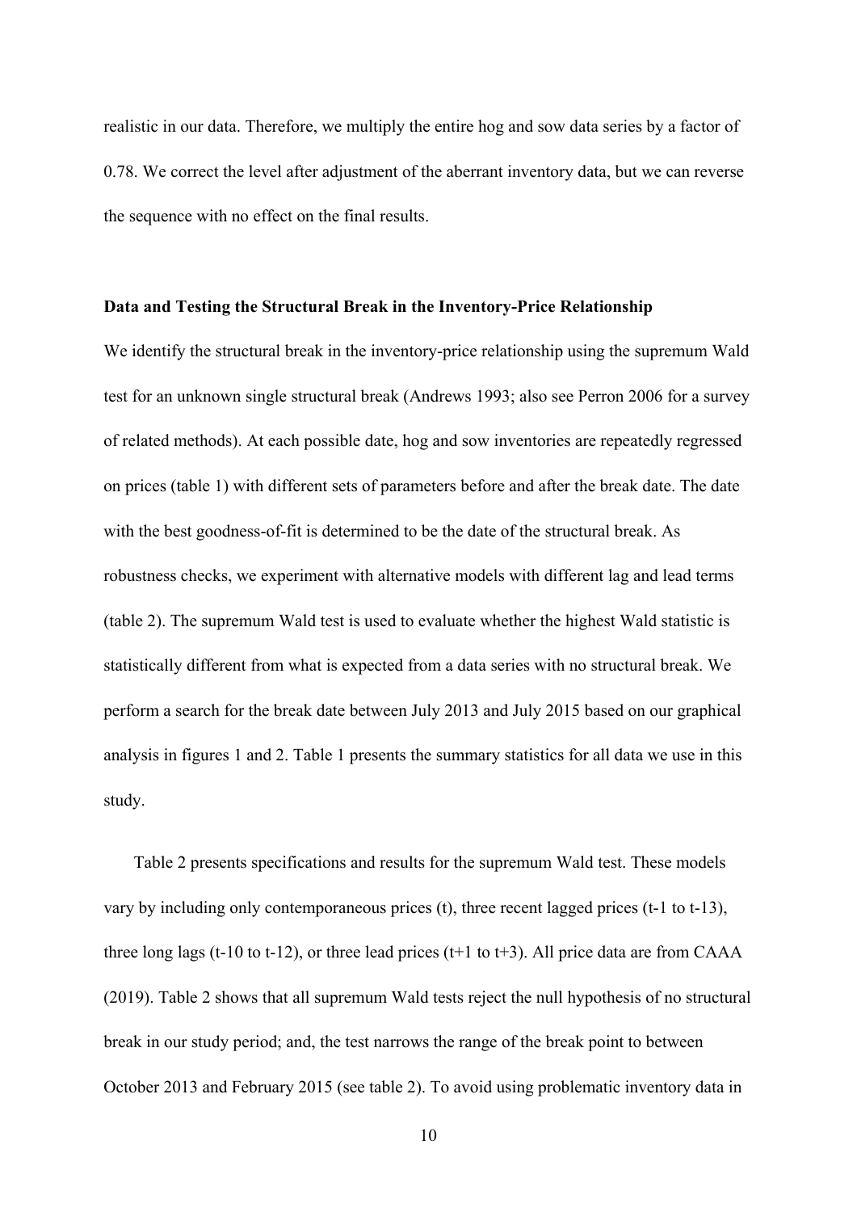realistic in our data. Therefore, we multiply the entire hog and sow data series by a factor of 0.78. We correct the level after adjustment of the aberrant inventory data, but we can reverse the sequence with no effect on the final results.

**Data and Testing the Structural Break in the Inventory-Price Relationship**

We identify the structural break in the inventory-price relationship using the supremum Wald test for an unknown single structural break (Andrews 1993; also see Perron 2006 for a survey of related methods). At each possible date, hog and sow inventories are repeatedly regressed on prices (table 1) with different sets of parameters before and after the break date. The date with the best goodness-of-fit is determined to be the date of the structural break. As robustness checks, we experiment with alternative models with different lag and lead terms (table 2). The supremum Wald test is used to evaluate whether the highest Wald statistic is statistically different from what is expected from a data series with no structural break. We perform a search for the break date between July 2013 and July 2015 based on our graphical analysis in figures 1 and 2. Table 1 presents the summary statistics for all data we use in this study.

Table 2 presents specifications and results for the supremum Wald test. These models vary by including only contemporaneous prices (t), three recent lagged prices (t-1 to t-13), three long lags (t-10 to t-12), or three lead prices (t+1 to t+3). All price data are from CAAA (2019). Table 2 shows that all supremum Wald tests reject the null hypothesis of no structural break in our study period; and, the test narrows the range of the break point to between October 2013 and February 2015 (see table 2). To avoid using problematic inventory data in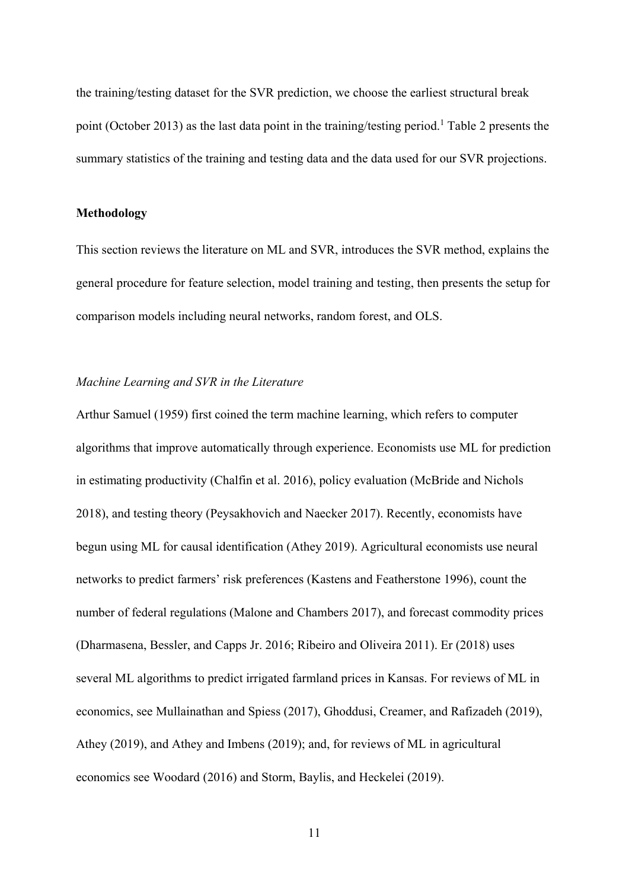the training/testing dataset for the SVR prediction, we choose the earliest structural break point (October 2013) as the last data point in the training/testing period.[1] Table 2 presents the summary statistics of the training and testing data and the data used for our SVR projections.

## Methodology

This section reviews the literature on ML and SVR, introduces the SVR method, explains the general procedure for feature selection, model training and testing, then presents the setup for comparison models including neural networks, random forest, and OLS.

### *Machine Learning and SVR in the Literature*

Arthur Samuel (1959) first coined the term machine learning, which refers to computer algorithms that improve automatically through experience. Economists use ML for prediction in estimating productivity (Chalfin et al. 2016), policy evaluation (McBride and Nichols 2018), and testing theory (Peysakhovich and Naecker 2017). Recently, economists have begun using ML for causal identification (Athey 2019). Agricultural economists use neural networks to predict farmers' risk preferences (Kastens and Featherstone 1996), count the number of federal regulations (Malone and Chambers 2017), and forecast commodity prices (Dharmasena, Bessler, and Capps Jr. 2016; Ribeiro and Oliveira 2011). Er (2018) uses several ML algorithms to predict irrigated farmland prices in Kansas. For reviews of ML in economics, see Mullainathan and Spiess (2017), Ghoddusi, Creamer, and Rafizadeh (2019), Athey (2019), and Athey and Imbens (2019); and, for reviews of ML in agricultural economics see Woodard (2016) and Storm, Baylis, and Heckelei (2019).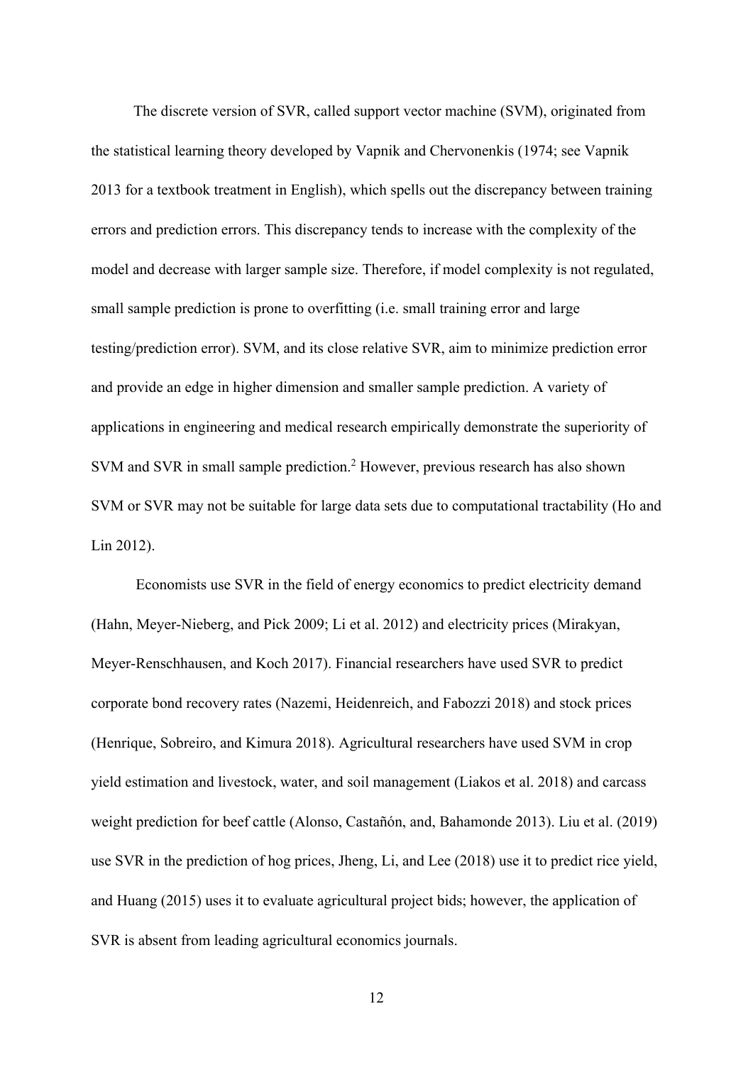The discrete version of SVR, called support vector machine (SVM), originated from the statistical learning theory developed by Vapnik and Chervonenkis (1974; see Vapnik 2013 for a textbook treatment in English), which spells out the discrepancy between training errors and prediction errors. This discrepancy tends to increase with the complexity of the model and decrease with larger sample size. Therefore, if model complexity is not regulated, small sample prediction is prone to overfitting (i.e. small training error and large testing/prediction error). SVM, and its close relative SVR, aim to minimize prediction error and provide an edge in higher dimension and smaller sample prediction. A variety of applications in engineering and medical research empirically demonstrate the superiority of SVM and SVR in small sample prediction.[2] However, previous research has also shown SVM or SVR may not be suitable for large data sets due to computational tractability (Ho and Lin 2012).

Economists use SVR in the field of energy economics to predict electricity demand (Hahn, Meyer-Nieberg, and Pick 2009; Li et al. 2012) and electricity prices (Mirakyan, Meyer-Renschhausen, and Koch 2017). Financial researchers have used SVR to predict corporate bond recovery rates (Nazemi, Heidenreich, and Fabozzi 2018) and stock prices (Henrique, Sobreiro, and Kimura 2018). Agricultural researchers have used SVM in crop yield estimation and livestock, water, and soil management (Liakos et al. 2018) and carcass weight prediction for beef cattle (Alonso, Castañón, and, Bahamonde 2013). Liu et al. (2019) use SVR in the prediction of hog prices, Jheng, Li, and Lee (2018) use it to predict rice yield, and Huang (2015) uses it to evaluate agricultural project bids; however, the application of SVR is absent from leading agricultural economics journals.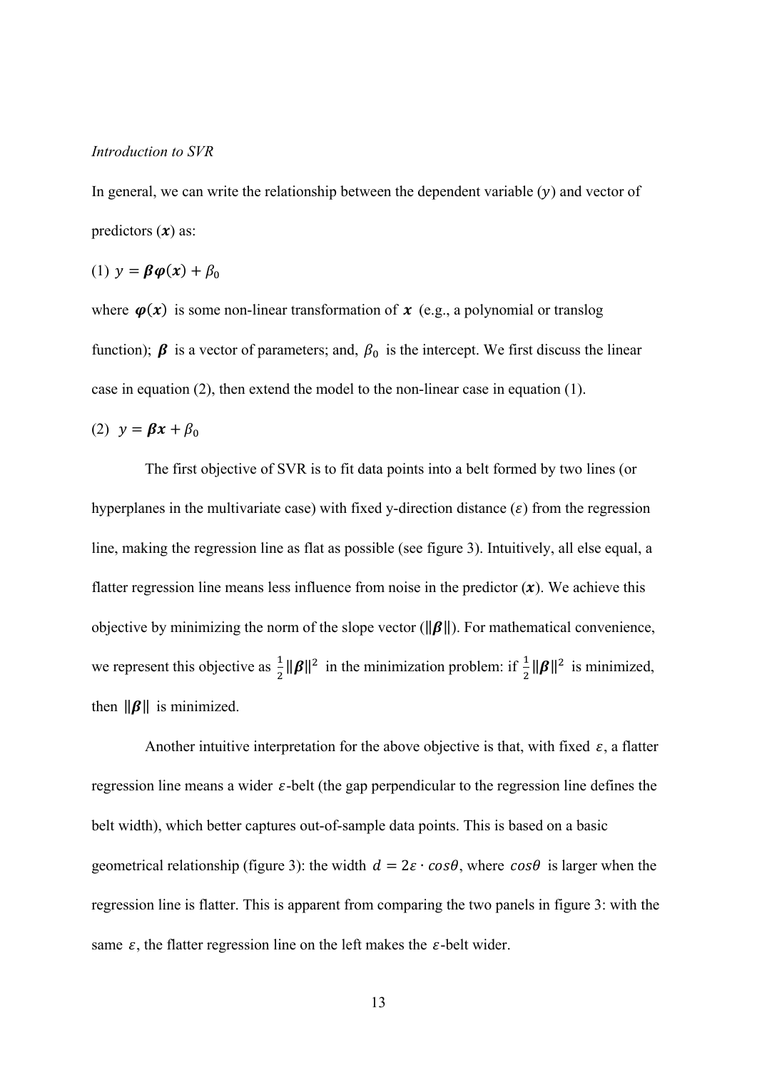*Introduction to SVR*

In general, we can write the relationship between the dependent variable ($y$) and vector of predictors ($\boldsymbol{x}$) as:

(1) $y = \boldsymbol{\beta}\boldsymbol{\varphi}(\boldsymbol{x}) + \beta_0$

where $\boldsymbol{\varphi}(\boldsymbol{x})$ is some non-linear transformation of $\boldsymbol{x}$ (e.g., a polynomial or translog function); $\boldsymbol{\beta}$ is a vector of parameters; and, $\beta_0$ is the intercept. We first discuss the linear case in equation (2), then extend the model to the non-linear case in equation (1).

(2) $y = \boldsymbol{\beta}\boldsymbol{x} + \beta_0$

The first objective of SVR is to fit data points into a belt formed by two lines (or hyperplanes in the multivariate case) with fixed y-direction distance ($\varepsilon$) from the regression line, making the regression line as flat as possible (see figure 3). Intuitively, all else equal, a flatter regression line means less influence from noise in the predictor ($\boldsymbol{x}$). We achieve this objective by minimizing the norm of the slope vector ($\|\boldsymbol{\beta}\|$). For mathematical convenience, we represent this objective as $\frac{1}{2}\|\boldsymbol{\beta}\|^2$ in the minimization problem: if $\frac{1}{2}\|\boldsymbol{\beta}\|^2$ is minimized, then $\|\boldsymbol{\beta}\|$ is minimized.

Another intuitive interpretation for the above objective is that, with fixed $\varepsilon$, a flatter regression line means a wider $\varepsilon$-belt (the gap perpendicular to the regression line defines the belt width), which better captures out-of-sample data points. This is based on a basic geometrical relationship (figure 3): the width $d = 2\varepsilon \cdot cos\theta$, where $cos\theta$ is larger when the regression line is flatter. This is apparent from comparing the two panels in figure 3: with the same $\varepsilon$, the flatter regression line on the left makes the $\varepsilon$-belt wider.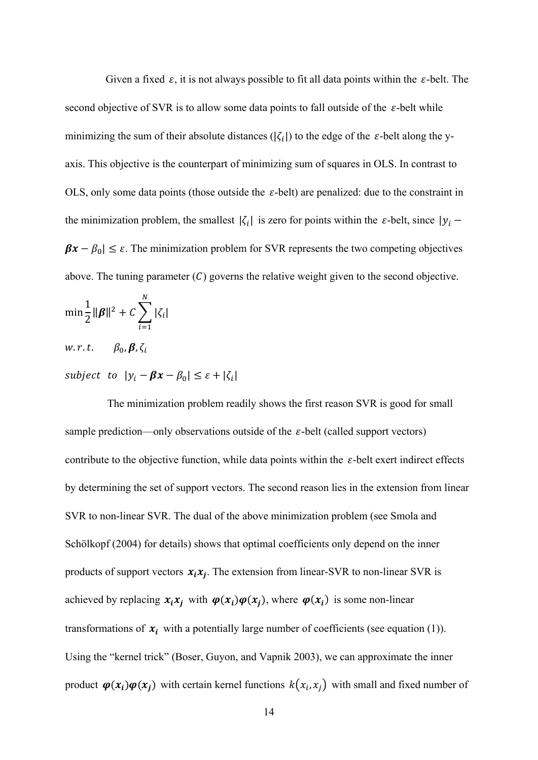Given a fixed $\varepsilon$, it is not always possible to fit all data points within the $\varepsilon$-belt. The second objective of SVR is to allow some data points to fall outside of the $\varepsilon$-belt while minimizing the sum of their absolute distances ($|\zeta_i|$) to the edge of the $\varepsilon$-belt along the y-axis. This objective is the counterpart of minimizing sum of squares in OLS. In contrast to OLS, only some data points (those outside the $\varepsilon$-belt) are penalized: due to the constraint in the minimization problem, the smallest $|\zeta_i|$ is zero for points within the $\varepsilon$-belt, since $|y_i - \boldsymbol{\beta x} - \beta_0| \leq \varepsilon$. The minimization problem for SVR represents the two competing objectives above. The tuning parameter ($C$) governs the relative weight given to the second objective.

$$\min \frac{1}{2}\|\boldsymbol{\beta}\|^2 + C\sum_{i=1}^{N}|\zeta_i|$$

$$w.r.t. \quad \beta_0, \boldsymbol{\beta}, \zeta_i$$

$$subject \ \ to \ \ |y_i - \boldsymbol{\beta x} - \beta_0| \leq \varepsilon + |\zeta_i|$$

The minimization problem readily shows the first reason SVR is good for small sample prediction—only observations outside of the $\varepsilon$-belt (called support vectors) contribute to the objective function, while data points within the $\varepsilon$-belt exert indirect effects by determining the set of support vectors. The second reason lies in the extension from linear SVR to non-linear SVR. The dual of the above minimization problem (see Smola and Schölkopf (2004) for details) shows that optimal coefficients only depend on the inner products of support vectors $\boldsymbol{x_i x_j}$. The extension from linear-SVR to non-linear SVR is achieved by replacing $\boldsymbol{x_i x_j}$ with $\boldsymbol{\varphi}(\boldsymbol{x_i})\boldsymbol{\varphi}(\boldsymbol{x_j})$, where $\boldsymbol{\varphi}(\boldsymbol{x_i})$ is some non-linear transformations of $\boldsymbol{x_i}$ with a potentially large number of coefficients (see equation (1)). Using the "kernel trick" (Boser, Guyon, and Vapnik 2003), we can approximate the inner product $\boldsymbol{\varphi}(\boldsymbol{x_i})\boldsymbol{\varphi}(\boldsymbol{x_j})$ with certain kernel functions $k(x_i, x_j)$ with small and fixed number of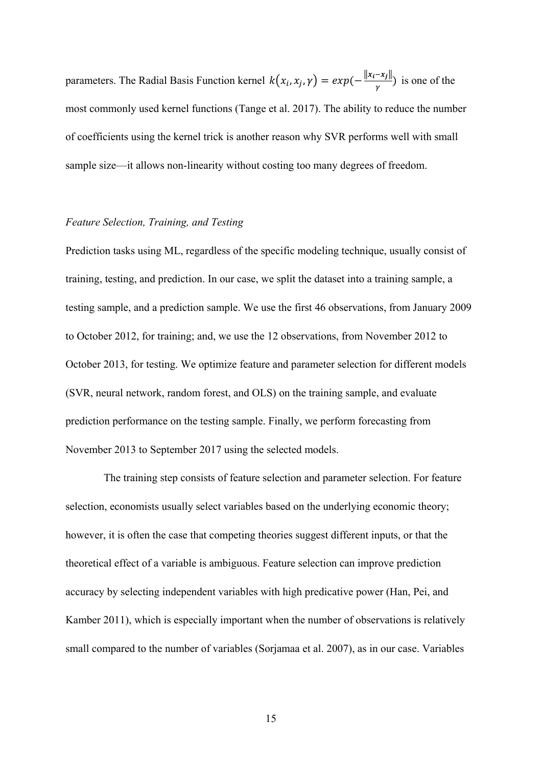parameters. The Radial Basis Function kernel $k(x_i, x_j, \gamma) = exp(-\frac{\|x_i - x_j\|}{\gamma})$ is one of the most commonly used kernel functions (Tange et al. 2017). The ability to reduce the number of coefficients using the kernel trick is another reason why SVR performs well with small sample size—it allows non-linearity without costing too many degrees of freedom.

*Feature Selection, Training, and Testing*

Prediction tasks using ML, regardless of the specific modeling technique, usually consist of training, testing, and prediction. In our case, we split the dataset into a training sample, a testing sample, and a prediction sample. We use the first 46 observations, from January 2009 to October 2012, for training; and, we use the 12 observations, from November 2012 to October 2013, for testing. We optimize feature and parameter selection for different models (SVR, neural network, random forest, and OLS) on the training sample, and evaluate prediction performance on the testing sample. Finally, we perform forecasting from November 2013 to September 2017 using the selected models.

The training step consists of feature selection and parameter selection. For feature selection, economists usually select variables based on the underlying economic theory; however, it is often the case that competing theories suggest different inputs, or that the theoretical effect of a variable is ambiguous. Feature selection can improve prediction accuracy by selecting independent variables with high predicative power (Han, Pei, and Kamber 2011), which is especially important when the number of observations is relatively small compared to the number of variables (Sorjamaa et al. 2007), as in our case. Variables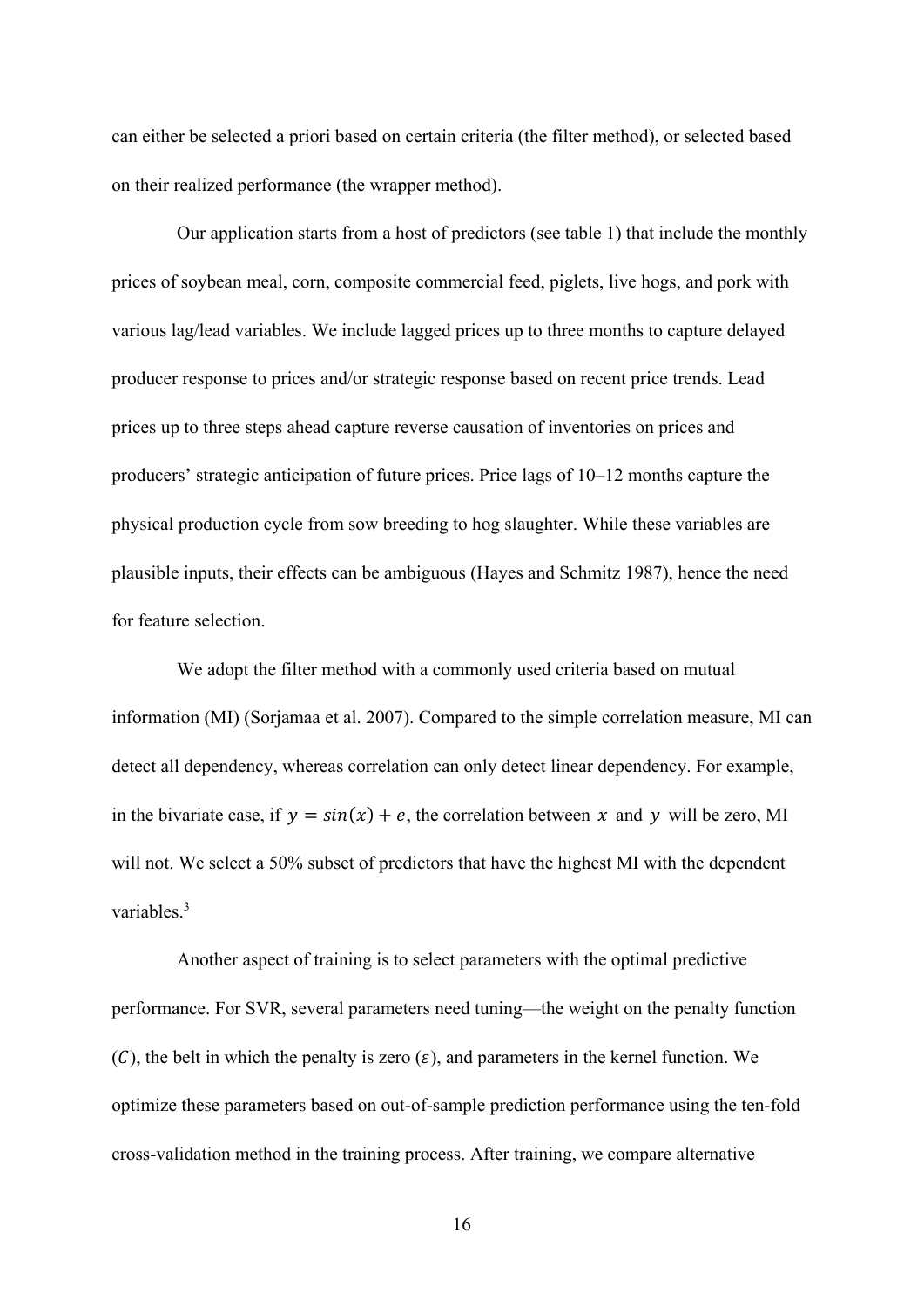can either be selected a priori based on certain criteria (the filter method), or selected based on their realized performance (the wrapper method).

Our application starts from a host of predictors (see table 1) that include the monthly prices of soybean meal, corn, composite commercial feed, piglets, live hogs, and pork with various lag/lead variables. We include lagged prices up to three months to capture delayed producer response to prices and/or strategic response based on recent price trends. Lead prices up to three steps ahead capture reverse causation of inventories on prices and producers' strategic anticipation of future prices. Price lags of 10–12 months capture the physical production cycle from sow breeding to hog slaughter. While these variables are plausible inputs, their effects can be ambiguous (Hayes and Schmitz 1987), hence the need for feature selection.

We adopt the filter method with a commonly used criteria based on mutual information (MI) (Sorjamaa et al. 2007). Compared to the simple correlation measure, MI can detect all dependency, whereas correlation can only detect linear dependency. For example, in the bivariate case, if $y = sin(x) + e$, the correlation between $x$ and $y$ will be zero, MI will not. We select a 50% subset of predictors that have the highest MI with the dependent variables.[3]

Another aspect of training is to select parameters with the optimal predictive performance. For SVR, several parameters need tuning—the weight on the penalty function ($C$), the belt in which the penalty is zero ($\varepsilon$), and parameters in the kernel function. We optimize these parameters based on out-of-sample prediction performance using the ten-fold cross-validation method in the training process. After training, we compare alternative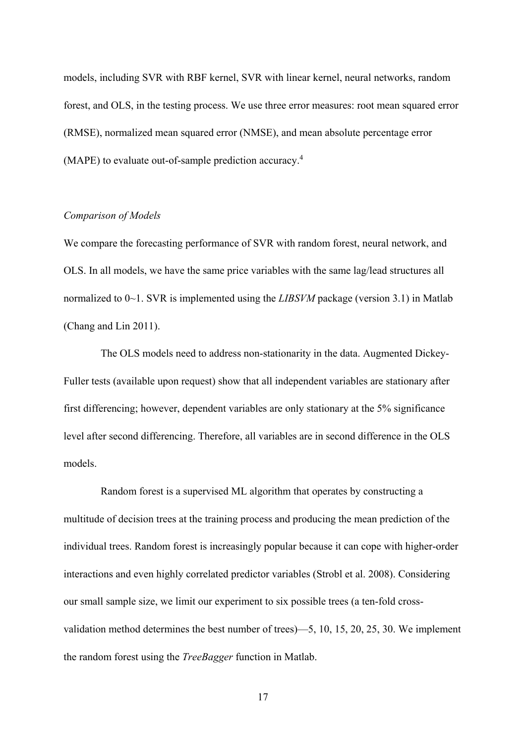models, including SVR with RBF kernel, SVR with linear kernel, neural networks, random forest, and OLS, in the testing process. We use three error measures: root mean squared error (RMSE), normalized mean squared error (NMSE), and mean absolute percentage error (MAPE) to evaluate out-of-sample prediction accuracy.[4]

*Comparison of Models*

We compare the forecasting performance of SVR with random forest, neural network, and OLS. In all models, we have the same price variables with the same lag/lead structures all normalized to 0~1. SVR is implemented using the *LIBSVM* package (version 3.1) in Matlab (Chang and Lin 2011).

The OLS models need to address non-stationarity in the data. Augmented Dickey-Fuller tests (available upon request) show that all independent variables are stationary after first differencing; however, dependent variables are only stationary at the 5% significance level after second differencing. Therefore, all variables are in second difference in the OLS models.

Random forest is a supervised ML algorithm that operates by constructing a multitude of decision trees at the training process and producing the mean prediction of the individual trees. Random forest is increasingly popular because it can cope with higher-order interactions and even highly correlated predictor variables (Strobl et al. 2008). Considering our small sample size, we limit our experiment to six possible trees (a ten-fold cross-validation method determines the best number of trees)—5, 10, 15, 20, 25, 30. We implement the random forest using the *TreeBagger* function in Matlab.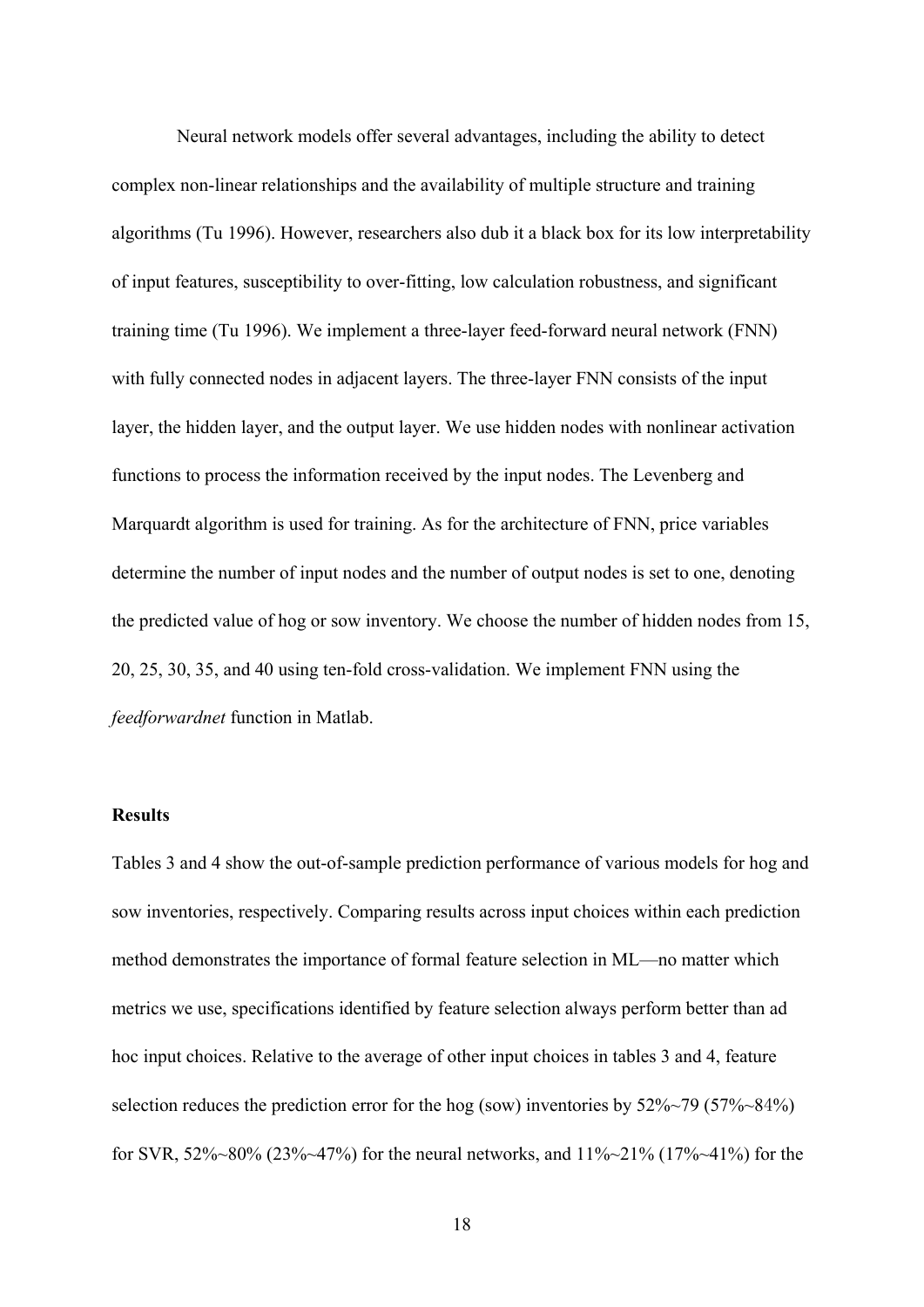Neural network models offer several advantages, including the ability to detect complex non-linear relationships and the availability of multiple structure and training algorithms (Tu 1996). However, researchers also dub it a black box for its low interpretability of input features, susceptibility to over-fitting, low calculation robustness, and significant training time (Tu 1996). We implement a three-layer feed-forward neural network (FNN) with fully connected nodes in adjacent layers. The three-layer FNN consists of the input layer, the hidden layer, and the output layer. We use hidden nodes with nonlinear activation functions to process the information received by the input nodes. The Levenberg and Marquardt algorithm is used for training. As for the architecture of FNN, price variables determine the number of input nodes and the number of output nodes is set to one, denoting the predicted value of hog or sow inventory. We choose the number of hidden nodes from 15, 20, 25, 30, 35, and 40 using ten-fold cross-validation. We implement FNN using the *feedforwardnet* function in Matlab.

### Results

Tables 3 and 4 show the out-of-sample prediction performance of various models for hog and sow inventories, respectively. Comparing results across input choices within each prediction method demonstrates the importance of formal feature selection in ML—no matter which metrics we use, specifications identified by feature selection always perform better than ad hoc input choices. Relative to the average of other input choices in tables 3 and 4, feature selection reduces the prediction error for the hog (sow) inventories by 52%~79 (57%~84%) for SVR, 52%~80% (23%~47%) for the neural networks, and 11%~21% (17%~41%) for the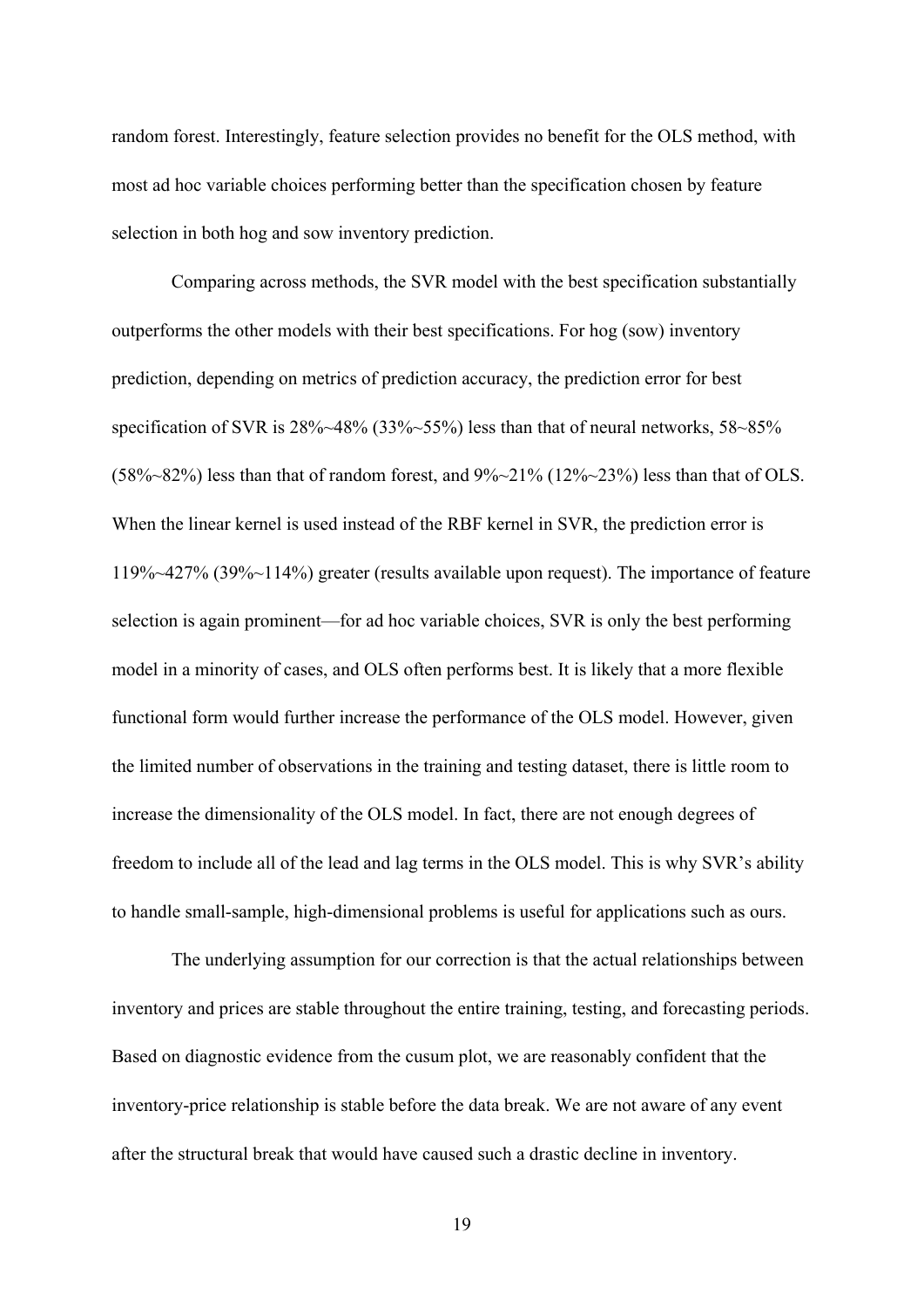random forest. Interestingly, feature selection provides no benefit for the OLS method, with most ad hoc variable choices performing better than the specification chosen by feature selection in both hog and sow inventory prediction.

Comparing across methods, the SVR model with the best specification substantially outperforms the other models with their best specifications. For hog (sow) inventory prediction, depending on metrics of prediction accuracy, the prediction error for best specification of SVR is 28%~48% (33%~55%) less than that of neural networks, 58~85% (58%~82%) less than that of random forest, and 9%~21% (12%~23%) less than that of OLS. When the linear kernel is used instead of the RBF kernel in SVR, the prediction error is 119%~427% (39%~114%) greater (results available upon request). The importance of feature selection is again prominent—for ad hoc variable choices, SVR is only the best performing model in a minority of cases, and OLS often performs best. It is likely that a more flexible functional form would further increase the performance of the OLS model. However, given the limited number of observations in the training and testing dataset, there is little room to increase the dimensionality of the OLS model. In fact, there are not enough degrees of freedom to include all of the lead and lag terms in the OLS model. This is why SVR's ability to handle small-sample, high-dimensional problems is useful for applications such as ours.

The underlying assumption for our correction is that the actual relationships between inventory and prices are stable throughout the entire training, testing, and forecasting periods. Based on diagnostic evidence from the cusum plot, we are reasonably confident that the inventory-price relationship is stable before the data break. We are not aware of any event after the structural break that would have caused such a drastic decline in inventory.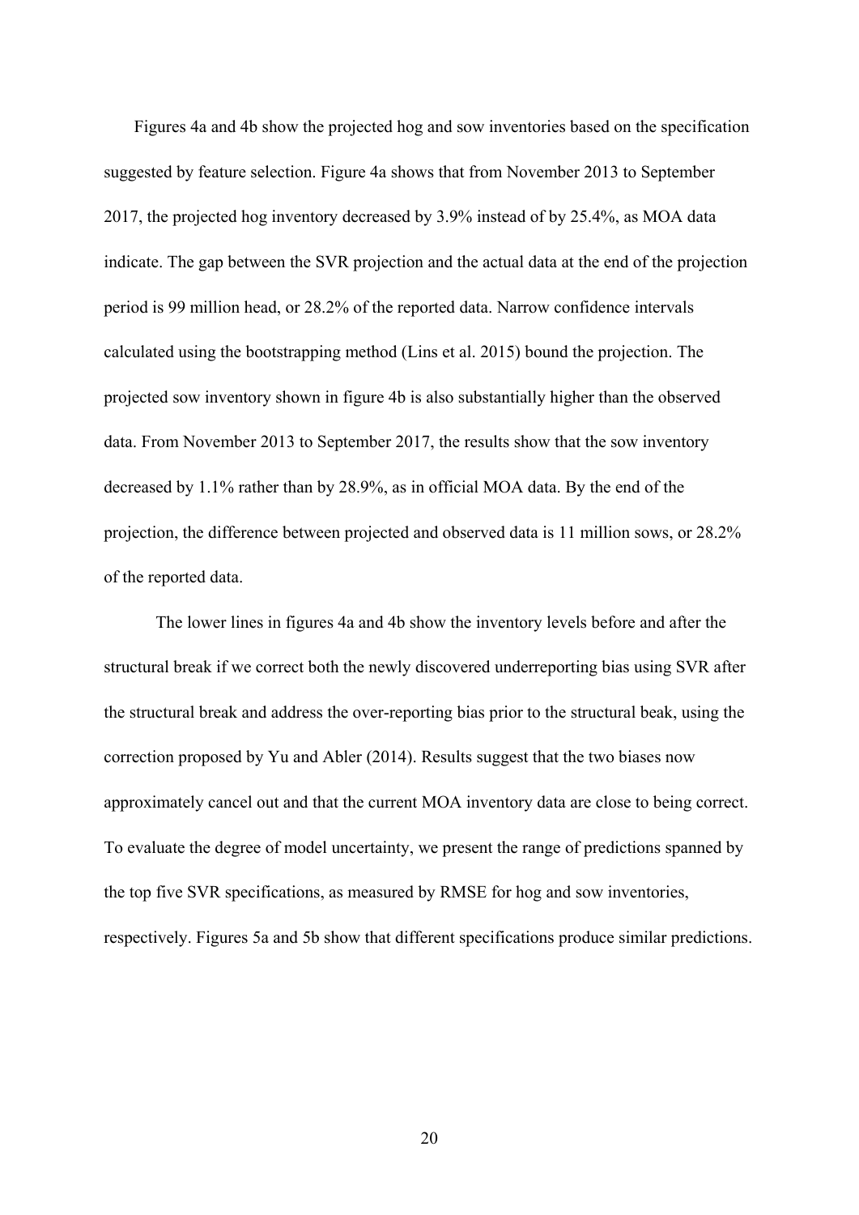Figures 4a and 4b show the projected hog and sow inventories based on the specification suggested by feature selection. Figure 4a shows that from November 2013 to September 2017, the projected hog inventory decreased by 3.9% instead of by 25.4%, as MOA data indicate. The gap between the SVR projection and the actual data at the end of the projection period is 99 million head, or 28.2% of the reported data. Narrow confidence intervals calculated using the bootstrapping method (Lins et al. 2015) bound the projection. The projected sow inventory shown in figure 4b is also substantially higher than the observed data. From November 2013 to September 2017, the results show that the sow inventory decreased by 1.1% rather than by 28.9%, as in official MOA data. By the end of the projection, the difference between projected and observed data is 11 million sows, or 28.2% of the reported data.

The lower lines in figures 4a and 4b show the inventory levels before and after the structural break if we correct both the newly discovered underreporting bias using SVR after the structural break and address the over-reporting bias prior to the structural beak, using the correction proposed by Yu and Abler (2014). Results suggest that the two biases now approximately cancel out and that the current MOA inventory data are close to being correct. To evaluate the degree of model uncertainty, we present the range of predictions spanned by the top five SVR specifications, as measured by RMSE for hog and sow inventories, respectively. Figures 5a and 5b show that different specifications produce similar predictions.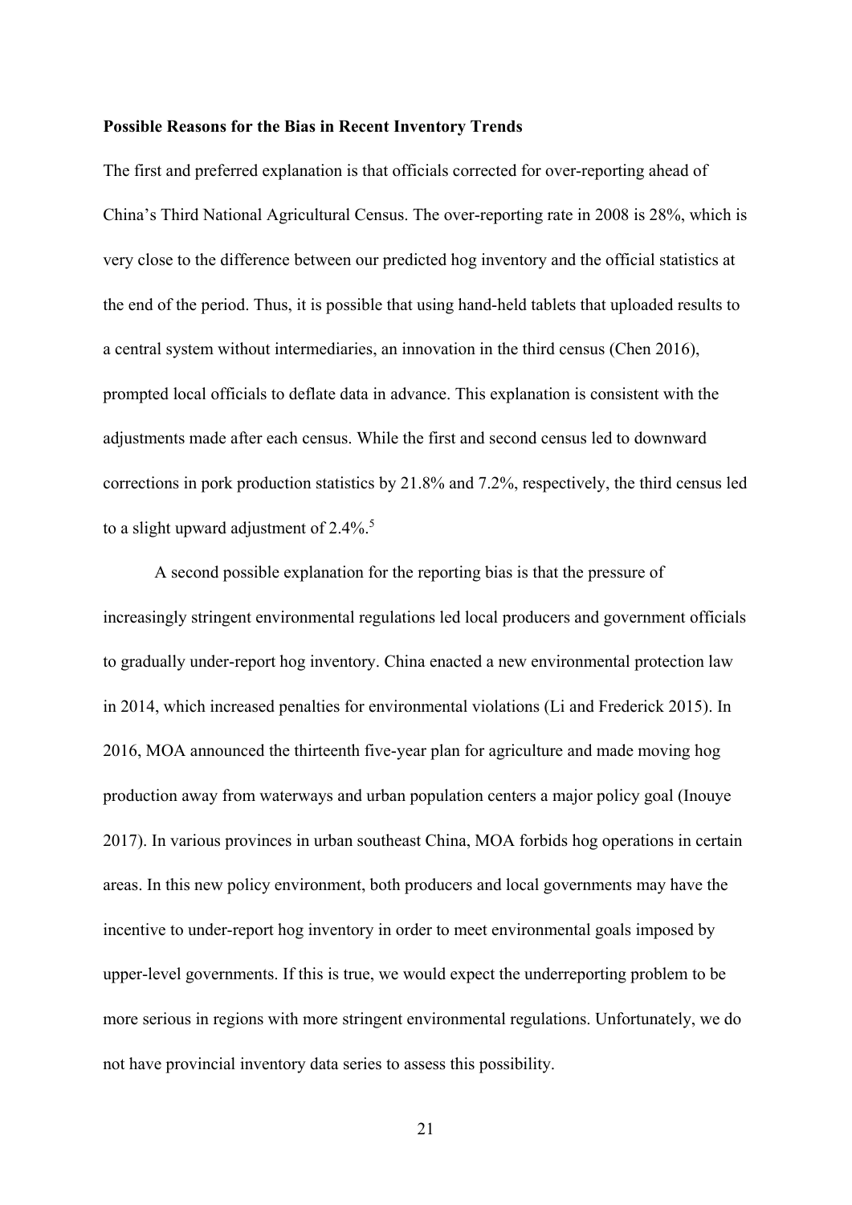**Possible Reasons for the Bias in Recent Inventory Trends**

The first and preferred explanation is that officials corrected for over-reporting ahead of China's Third National Agricultural Census. The over-reporting rate in 2008 is 28%, which is very close to the difference between our predicted hog inventory and the official statistics at the end of the period. Thus, it is possible that using hand-held tablets that uploaded results to a central system without intermediaries, an innovation in the third census (Chen 2016), prompted local officials to deflate data in advance. This explanation is consistent with the adjustments made after each census. While the first and second census led to downward corrections in pork production statistics by 21.8% and 7.2%, respectively, the third census led to a slight upward adjustment of 2.4%.[5]

A second possible explanation for the reporting bias is that the pressure of increasingly stringent environmental regulations led local producers and government officials to gradually under-report hog inventory. China enacted a new environmental protection law in 2014, which increased penalties for environmental violations (Li and Frederick 2015). In 2016, MOA announced the thirteenth five-year plan for agriculture and made moving hog production away from waterways and urban population centers a major policy goal (Inouye 2017). In various provinces in urban southeast China, MOA forbids hog operations in certain areas. In this new policy environment, both producers and local governments may have the incentive to under-report hog inventory in order to meet environmental goals imposed by upper-level governments. If this is true, we would expect the underreporting problem to be more serious in regions with more stringent environmental regulations. Unfortunately, we do not have provincial inventory data series to assess this possibility.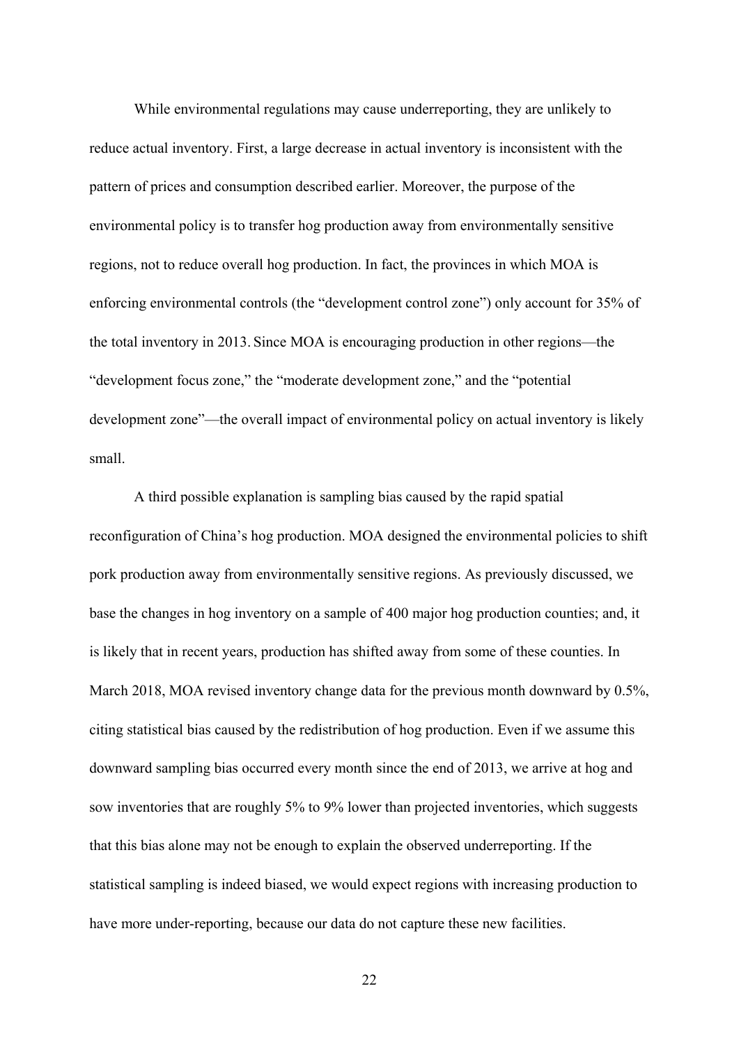While environmental regulations may cause underreporting, they are unlikely to reduce actual inventory. First, a large decrease in actual inventory is inconsistent with the pattern of prices and consumption described earlier. Moreover, the purpose of the environmental policy is to transfer hog production away from environmentally sensitive regions, not to reduce overall hog production. In fact, the provinces in which MOA is enforcing environmental controls (the "development control zone") only account for 35% of the total inventory in 2013. Since MOA is encouraging production in other regions—the "development focus zone," the "moderate development zone," and the "potential development zone"—the overall impact of environmental policy on actual inventory is likely small.

A third possible explanation is sampling bias caused by the rapid spatial reconfiguration of China's hog production. MOA designed the environmental policies to shift pork production away from environmentally sensitive regions. As previously discussed, we base the changes in hog inventory on a sample of 400 major hog production counties; and, it is likely that in recent years, production has shifted away from some of these counties. In March 2018, MOA revised inventory change data for the previous month downward by 0.5%, citing statistical bias caused by the redistribution of hog production. Even if we assume this downward sampling bias occurred every month since the end of 2013, we arrive at hog and sow inventories that are roughly 5% to 9% lower than projected inventories, which suggests that this bias alone may not be enough to explain the observed underreporting. If the statistical sampling is indeed biased, we would expect regions with increasing production to have more under-reporting, because our data do not capture these new facilities.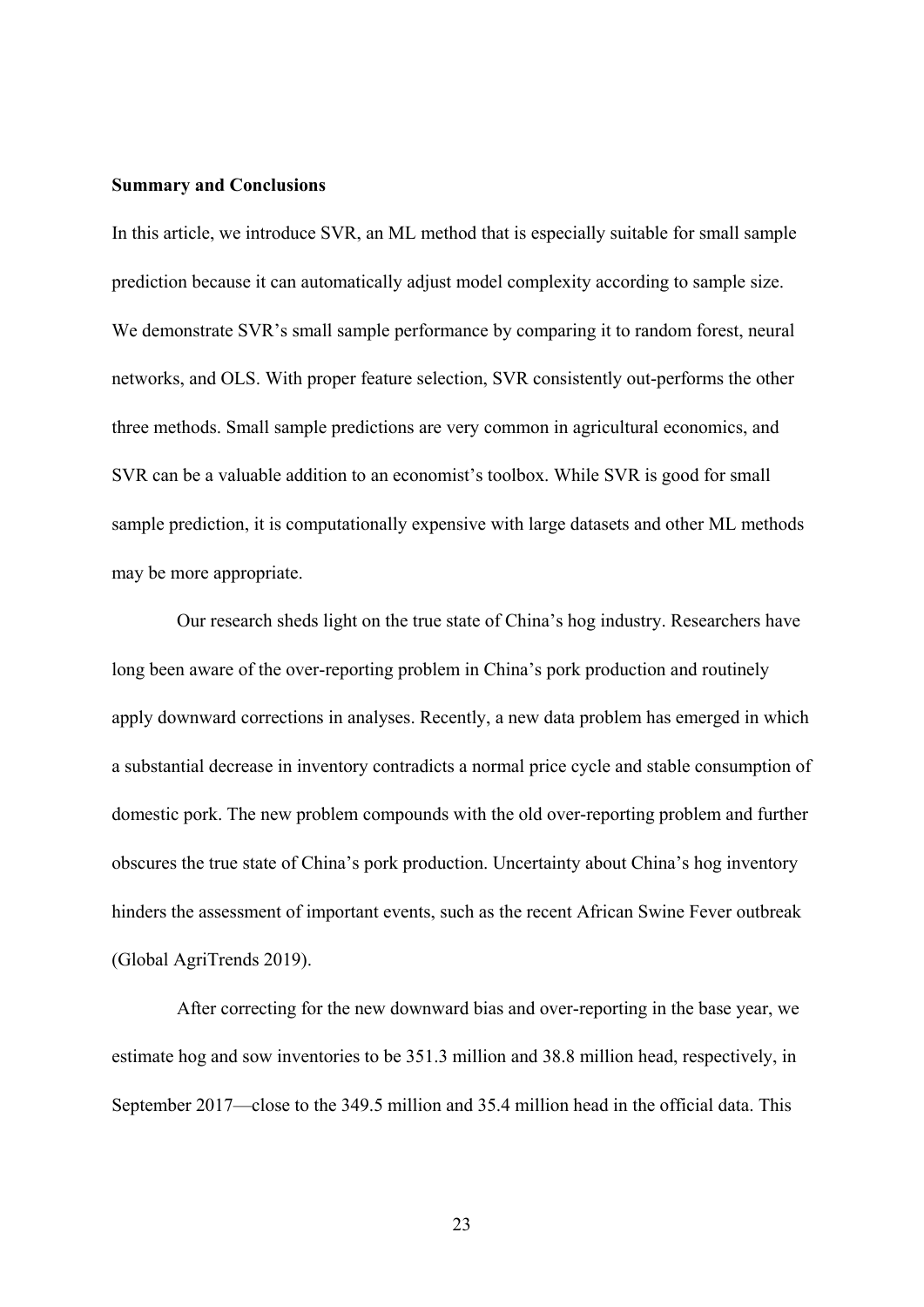**Summary and Conclusions**

In this article, we introduce SVR, an ML method that is especially suitable for small sample prediction because it can automatically adjust model complexity according to sample size. We demonstrate SVR's small sample performance by comparing it to random forest, neural networks, and OLS. With proper feature selection, SVR consistently out-performs the other three methods. Small sample predictions are very common in agricultural economics, and SVR can be a valuable addition to an economist's toolbox. While SVR is good for small sample prediction, it is computationally expensive with large datasets and other ML methods may be more appropriate.

Our research sheds light on the true state of China's hog industry. Researchers have long been aware of the over-reporting problem in China's pork production and routinely apply downward corrections in analyses. Recently, a new data problem has emerged in which a substantial decrease in inventory contradicts a normal price cycle and stable consumption of domestic pork. The new problem compounds with the old over-reporting problem and further obscures the true state of China's pork production. Uncertainty about China's hog inventory hinders the assessment of important events, such as the recent African Swine Fever outbreak (Global AgriTrends 2019).

After correcting for the new downward bias and over-reporting in the base year, we estimate hog and sow inventories to be 351.3 million and 38.8 million head, respectively, in September 2017—close to the 349.5 million and 35.4 million head in the official data. This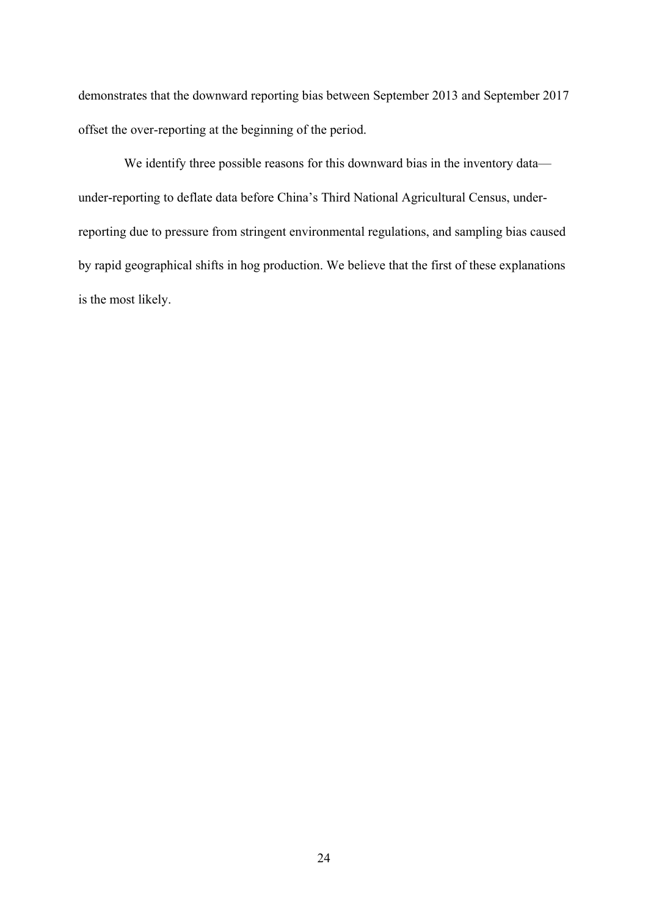demonstrates that the downward reporting bias between September 2013 and September 2017 offset the over-reporting at the beginning of the period.

We identify three possible reasons for this downward bias in the inventory data—under-reporting to deflate data before China's Third National Agricultural Census, under-reporting due to pressure from stringent environmental regulations, and sampling bias caused by rapid geographical shifts in hog production. We believe that the first of these explanations is the most likely.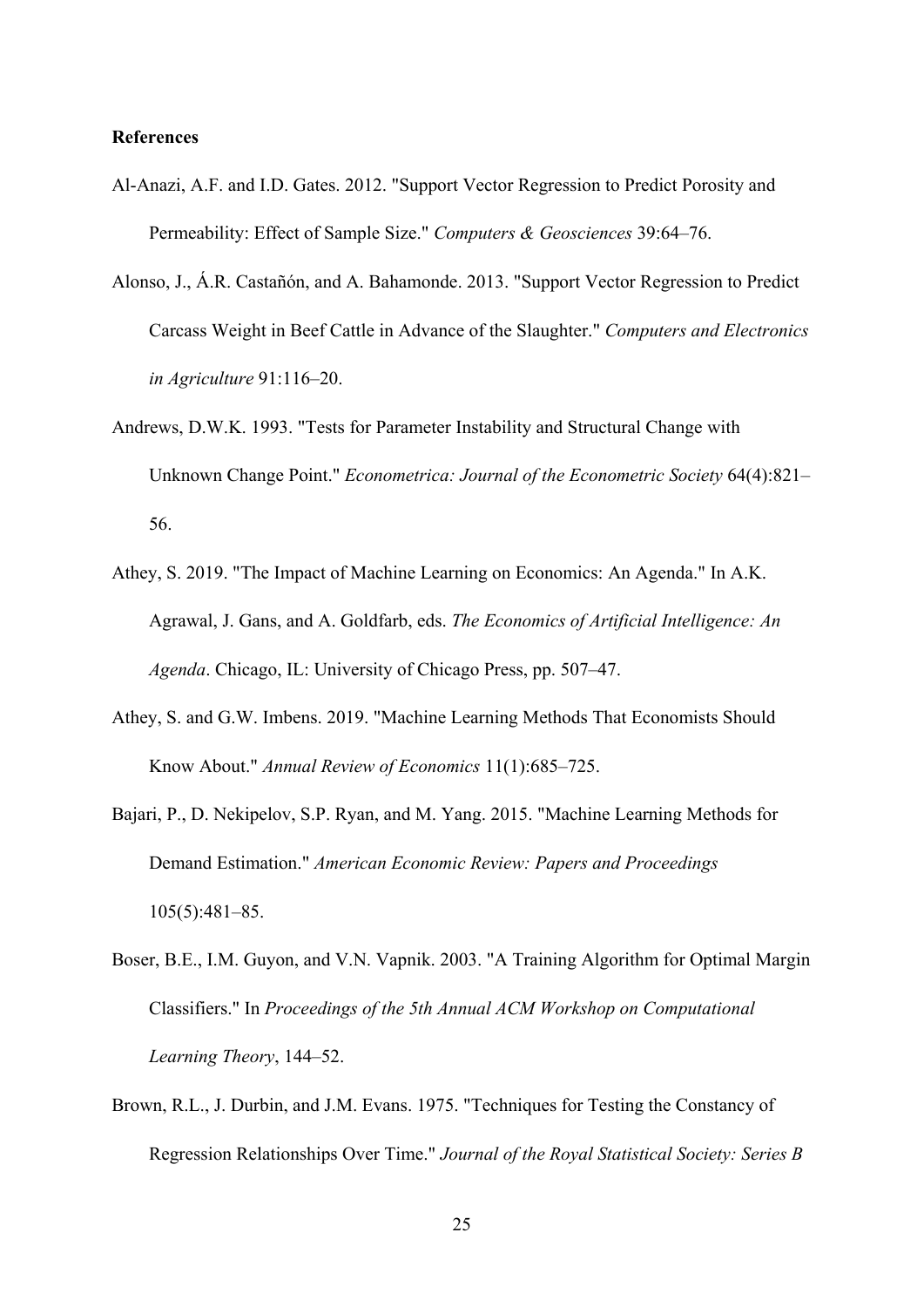**References**

Al-Anazi, A.F. and I.D. Gates. 2012. "Support Vector Regression to Predict Porosity and Permeability: Effect of Sample Size." *Computers & Geosciences* 39:64–76.

Alonso, J., Á.R. Castañón, and A. Bahamonde. 2013. "Support Vector Regression to Predict Carcass Weight in Beef Cattle in Advance of the Slaughter." *Computers and Electronics in Agriculture* 91:116–20.

Andrews, D.W.K. 1993. "Tests for Parameter Instability and Structural Change with Unknown Change Point." *Econometrica: Journal of the Econometric Society* 64(4):821–56.

Athey, S. 2019. "The Impact of Machine Learning on Economics: An Agenda." In A.K. Agrawal, J. Gans, and A. Goldfarb, eds. *The Economics of Artificial Intelligence: An Agenda*. Chicago, IL: University of Chicago Press, pp. 507–47.

Athey, S. and G.W. Imbens. 2019. "Machine Learning Methods That Economists Should Know About." *Annual Review of Economics* 11(1):685–725.

Bajari, P., D. Nekipelov, S.P. Ryan, and M. Yang. 2015. "Machine Learning Methods for Demand Estimation." *American Economic Review: Papers and Proceedings* 105(5):481–85.

Boser, B.E., I.M. Guyon, and V.N. Vapnik. 2003. "A Training Algorithm for Optimal Margin Classifiers." In *Proceedings of the 5th Annual ACM Workshop on Computational Learning Theory*, 144–52.

Brown, R.L., J. Durbin, and J.M. Evans. 1975. "Techniques for Testing the Constancy of Regression Relationships Over Time." *Journal of the Royal Statistical Society: Series B*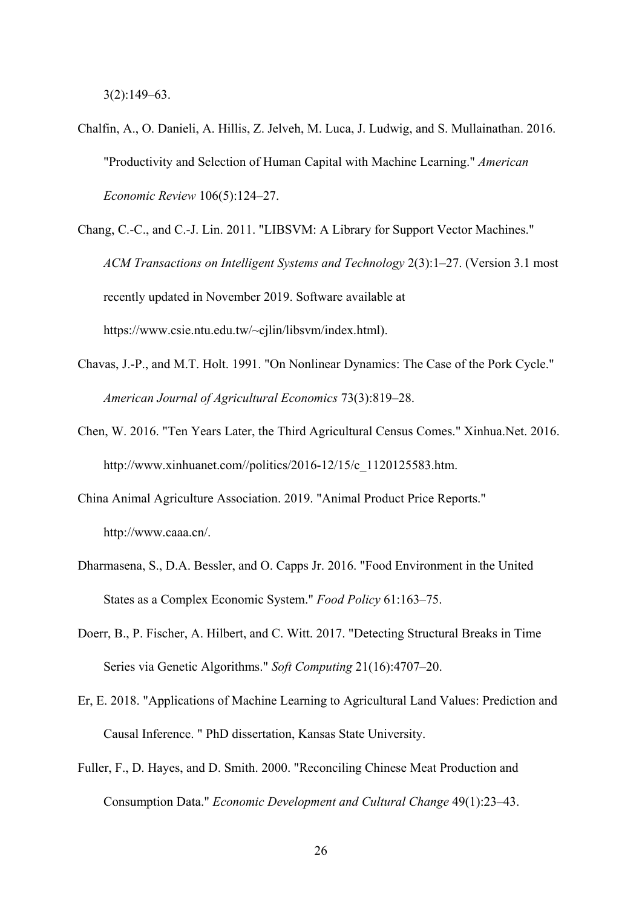3(2):149–63.

Chalfin, A., O. Danieli, A. Hillis, Z. Jelveh, M. Luca, J. Ludwig, and S. Mullainathan. 2016. "Productivity and Selection of Human Capital with Machine Learning." *American Economic Review* 106(5):124–27.

Chang, C.-C., and C.-J. Lin. 2011. "LIBSVM: A Library for Support Vector Machines." *ACM Transactions on Intelligent Systems and Technology* 2(3):1–27. (Version 3.1 most recently updated in November 2019. Software available at https://www.csie.ntu.edu.tw/~cjlin/libsvm/index.html).

Chavas, J.-P., and M.T. Holt. 1991. "On Nonlinear Dynamics: The Case of the Pork Cycle." *American Journal of Agricultural Economics* 73(3):819–28.

Chen, W. 2016. "Ten Years Later, the Third Agricultural Census Comes." Xinhua.Net. 2016. http://www.xinhuanet.com//politics/2016-12/15/c_1120125583.htm.

China Animal Agriculture Association. 2019. "Animal Product Price Reports." http://www.caaa.cn/.

Dharmasena, S., D.A. Bessler, and O. Capps Jr. 2016. "Food Environment in the United States as a Complex Economic System." *Food Policy* 61:163–75.

Doerr, B., P. Fischer, A. Hilbert, and C. Witt. 2017. "Detecting Structural Breaks in Time Series via Genetic Algorithms." *Soft Computing* 21(16):4707–20.

Er, E. 2018. "Applications of Machine Learning to Agricultural Land Values: Prediction and Causal Inference. " PhD dissertation, Kansas State University.

Fuller, F., D. Hayes, and D. Smith. 2000. "Reconciling Chinese Meat Production and Consumption Data." *Economic Development and Cultural Change* 49(1):23–43.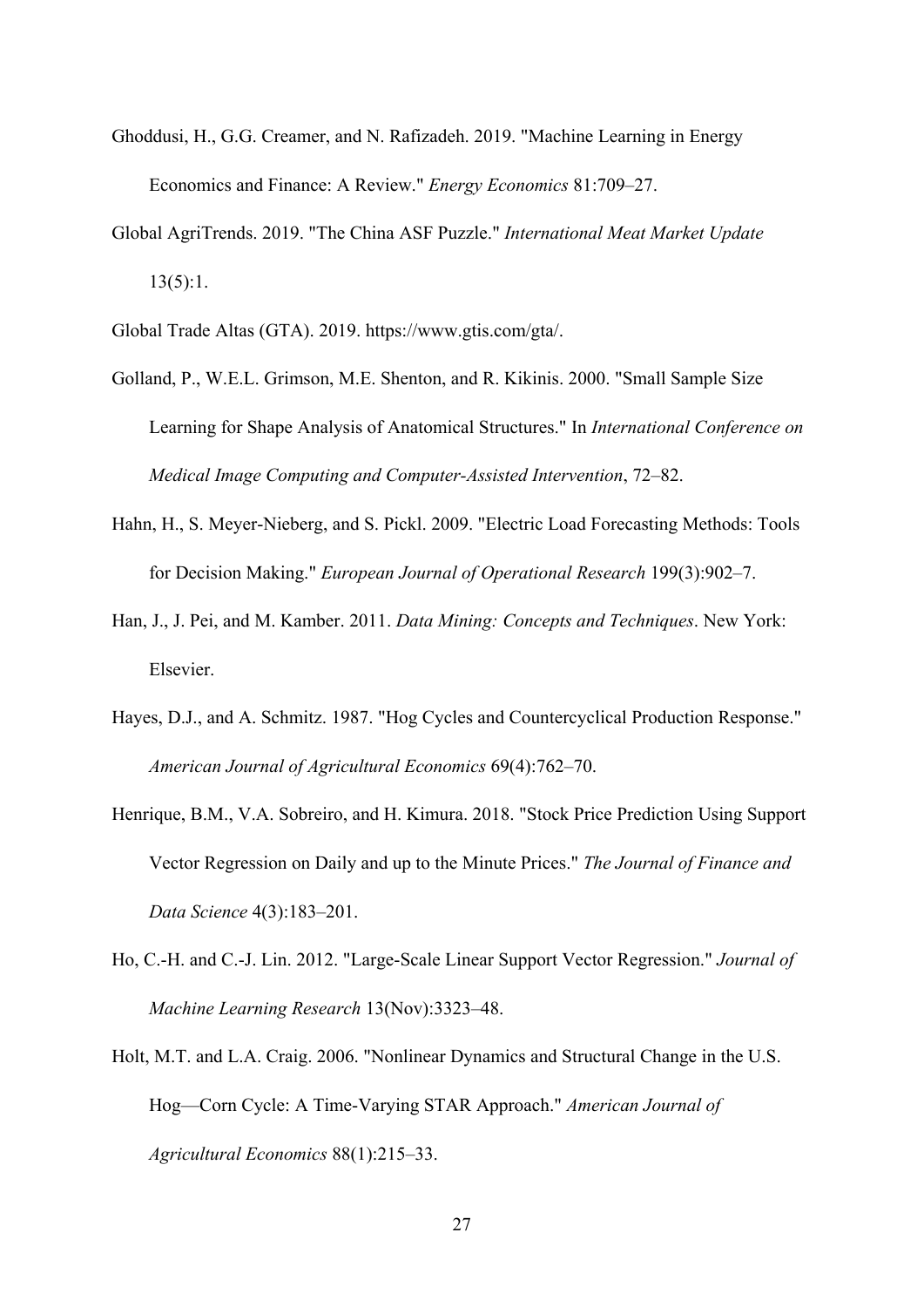Ghoddusi, H., G.G. Creamer, and N. Rafizadeh. 2019. "Machine Learning in Energy Economics and Finance: A Review." *Energy Economics* 81:709–27.

Global AgriTrends. 2019. "The China ASF Puzzle." *International Meat Market Update* 13(5):1.

Global Trade Altas (GTA). 2019. https://www.gtis.com/gta/.

Golland, P., W.E.L. Grimson, M.E. Shenton, and R. Kikinis. 2000. "Small Sample Size Learning for Shape Analysis of Anatomical Structures." In *International Conference on Medical Image Computing and Computer-Assisted Intervention*, 72–82.

Hahn, H., S. Meyer-Nieberg, and S. Pickl. 2009. "Electric Load Forecasting Methods: Tools for Decision Making." *European Journal of Operational Research* 199(3):902–7.

Han, J., J. Pei, and M. Kamber. 2011. *Data Mining: Concepts and Techniques*. New York: Elsevier.

Hayes, D.J., and A. Schmitz. 1987. "Hog Cycles and Countercyclical Production Response." *American Journal of Agricultural Economics* 69(4):762–70.

Henrique, B.M., V.A. Sobreiro, and H. Kimura. 2018. "Stock Price Prediction Using Support Vector Regression on Daily and up to the Minute Prices." *The Journal of Finance and Data Science* 4(3):183–201.

Ho, C.-H. and C.-J. Lin. 2012. "Large-Scale Linear Support Vector Regression." *Journal of Machine Learning Research* 13(Nov):3323–48.

Holt, M.T. and L.A. Craig. 2006. "Nonlinear Dynamics and Structural Change in the U.S. Hog—Corn Cycle: A Time-Varying STAR Approach." *American Journal of Agricultural Economics* 88(1):215–33.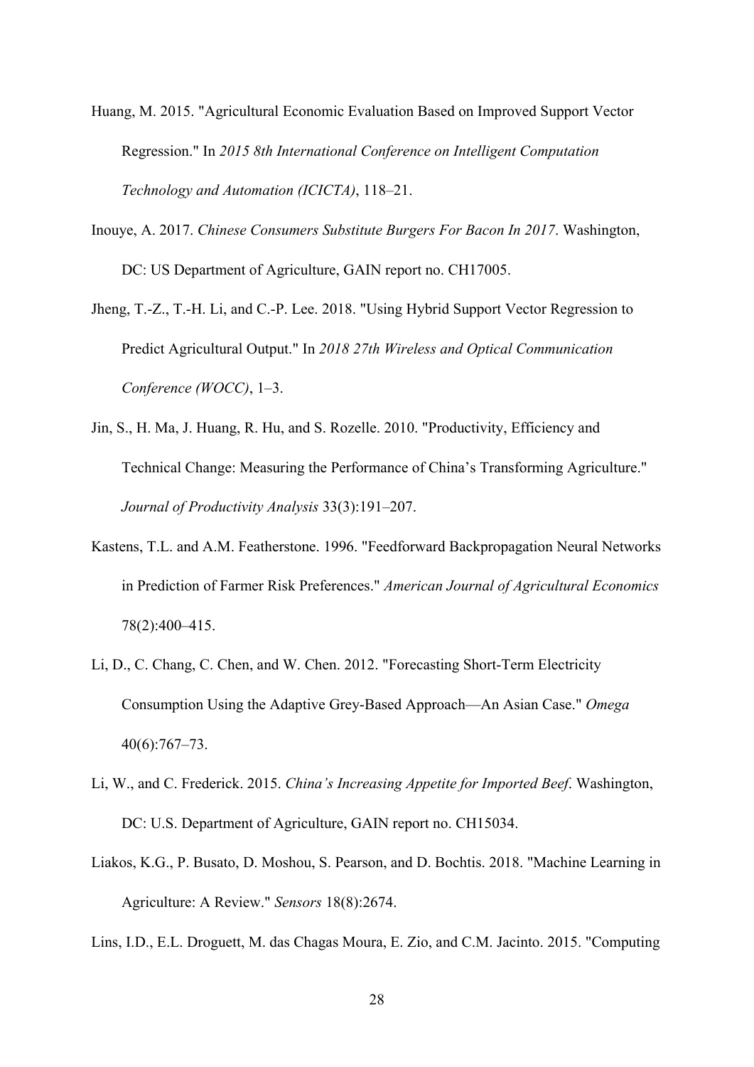Huang, M. 2015. "Agricultural Economic Evaluation Based on Improved Support Vector Regression." In *2015 8th International Conference on Intelligent Computation Technology and Automation (ICICTA)*, 118–21.

Inouye, A. 2017. *Chinese Consumers Substitute Burgers For Bacon In 2017*. Washington, DC: US Department of Agriculture, GAIN report no. CH17005.

Jheng, T.-Z., T.-H. Li, and C.-P. Lee. 2018. "Using Hybrid Support Vector Regression to Predict Agricultural Output." In *2018 27th Wireless and Optical Communication Conference (WOCC)*, 1–3.

Jin, S., H. Ma, J. Huang, R. Hu, and S. Rozelle. 2010. "Productivity, Efficiency and Technical Change: Measuring the Performance of China's Transforming Agriculture." *Journal of Productivity Analysis* 33(3):191–207.

Kastens, T.L. and A.M. Featherstone. 1996. "Feedforward Backpropagation Neural Networks in Prediction of Farmer Risk Preferences." *American Journal of Agricultural Economics* 78(2):400–415.

Li, D., C. Chang, C. Chen, and W. Chen. 2012. "Forecasting Short-Term Electricity Consumption Using the Adaptive Grey-Based Approach—An Asian Case." *Omega* 40(6):767–73.

Li, W., and C. Frederick. 2015. *China's Increasing Appetite for Imported Beef*. Washington, DC: U.S. Department of Agriculture, GAIN report no. CH15034.

Liakos, K.G., P. Busato, D. Moshou, S. Pearson, and D. Bochtis. 2018. "Machine Learning in Agriculture: A Review." *Sensors* 18(8):2674.

Lins, I.D., E.L. Droguett, M. das Chagas Moura, E. Zio, and C.M. Jacinto. 2015. "Computing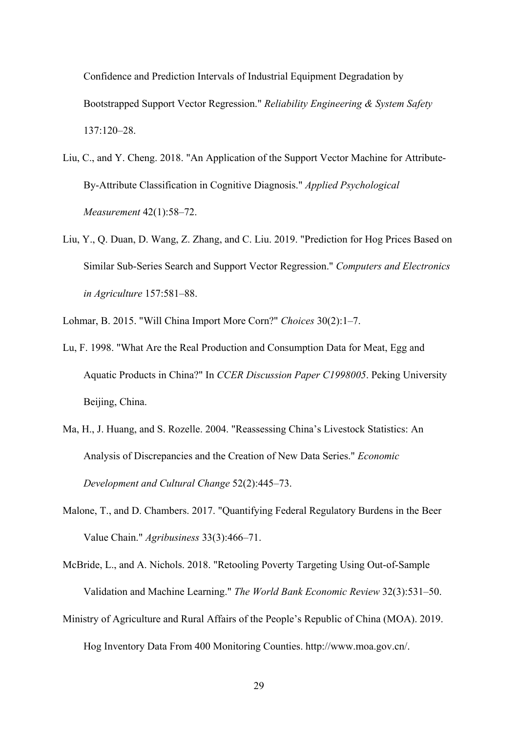Confidence and Prediction Intervals of Industrial Equipment Degradation by Bootstrapped Support Vector Regression." *Reliability Engineering & System Safety* 137:120–28.

Liu, C., and Y. Cheng. 2018. "An Application of the Support Vector Machine for Attribute-By-Attribute Classification in Cognitive Diagnosis." *Applied Psychological Measurement* 42(1):58–72.

Liu, Y., Q. Duan, D. Wang, Z. Zhang, and C. Liu. 2019. "Prediction for Hog Prices Based on Similar Sub-Series Search and Support Vector Regression." *Computers and Electronics in Agriculture* 157:581–88.

Lohmar, B. 2015. "Will China Import More Corn?" *Choices* 30(2):1–7.

Lu, F. 1998. "What Are the Real Production and Consumption Data for Meat, Egg and Aquatic Products in China?" In *CCER Discussion Paper C1998005*. Peking University Beijing, China.

Ma, H., J. Huang, and S. Rozelle. 2004. "Reassessing China's Livestock Statistics: An Analysis of Discrepancies and the Creation of New Data Series." *Economic Development and Cultural Change* 52(2):445–73.

Malone, T., and D. Chambers. 2017. "Quantifying Federal Regulatory Burdens in the Beer Value Chain." *Agribusiness* 33(3):466–71.

McBride, L., and A. Nichols. 2018. "Retooling Poverty Targeting Using Out-of-Sample Validation and Machine Learning." *The World Bank Economic Review* 32(3):531–50.

Ministry of Agriculture and Rural Affairs of the People's Republic of China (MOA). 2019. Hog Inventory Data From 400 Monitoring Counties. http://www.moa.gov.cn/.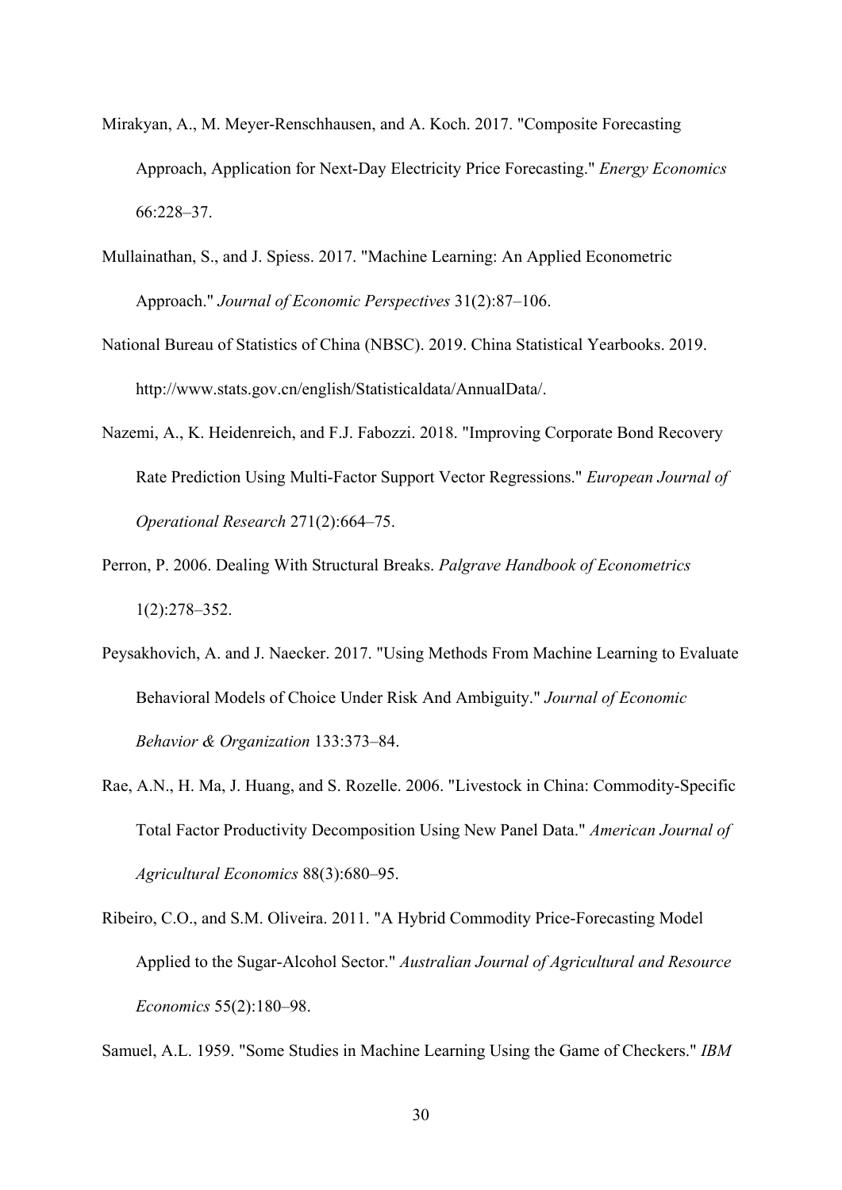Mirakyan, A., M. Meyer-Renschhausen, and A. Koch. 2017. "Composite Forecasting Approach, Application for Next-Day Electricity Price Forecasting." *Energy Economics* 66:228–37.

Mullainathan, S., and J. Spiess. 2017. "Machine Learning: An Applied Econometric Approach." *Journal of Economic Perspectives* 31(2):87–106.

National Bureau of Statistics of China (NBSC). 2019. China Statistical Yearbooks. 2019. http://www.stats.gov.cn/english/Statisticaldata/AnnualData/.

Nazemi, A., K. Heidenreich, and F.J. Fabozzi. 2018. "Improving Corporate Bond Recovery Rate Prediction Using Multi-Factor Support Vector Regressions." *European Journal of Operational Research* 271(2):664–75.

Perron, P. 2006. Dealing With Structural Breaks. *Palgrave Handbook of Econometrics* 1(2):278–352.

Peysakhovich, A. and J. Naecker. 2017. "Using Methods From Machine Learning to Evaluate Behavioral Models of Choice Under Risk And Ambiguity." *Journal of Economic Behavior & Organization* 133:373–84.

Rae, A.N., H. Ma, J. Huang, and S. Rozelle. 2006. "Livestock in China: Commodity-Specific Total Factor Productivity Decomposition Using New Panel Data." *American Journal of Agricultural Economics* 88(3):680–95.

Ribeiro, C.O., and S.M. Oliveira. 2011. "A Hybrid Commodity Price-Forecasting Model Applied to the Sugar-Alcohol Sector." *Australian Journal of Agricultural and Resource Economics* 55(2):180–98.

Samuel, A.L. 1959. "Some Studies in Machine Learning Using the Game of Checkers." *IBM*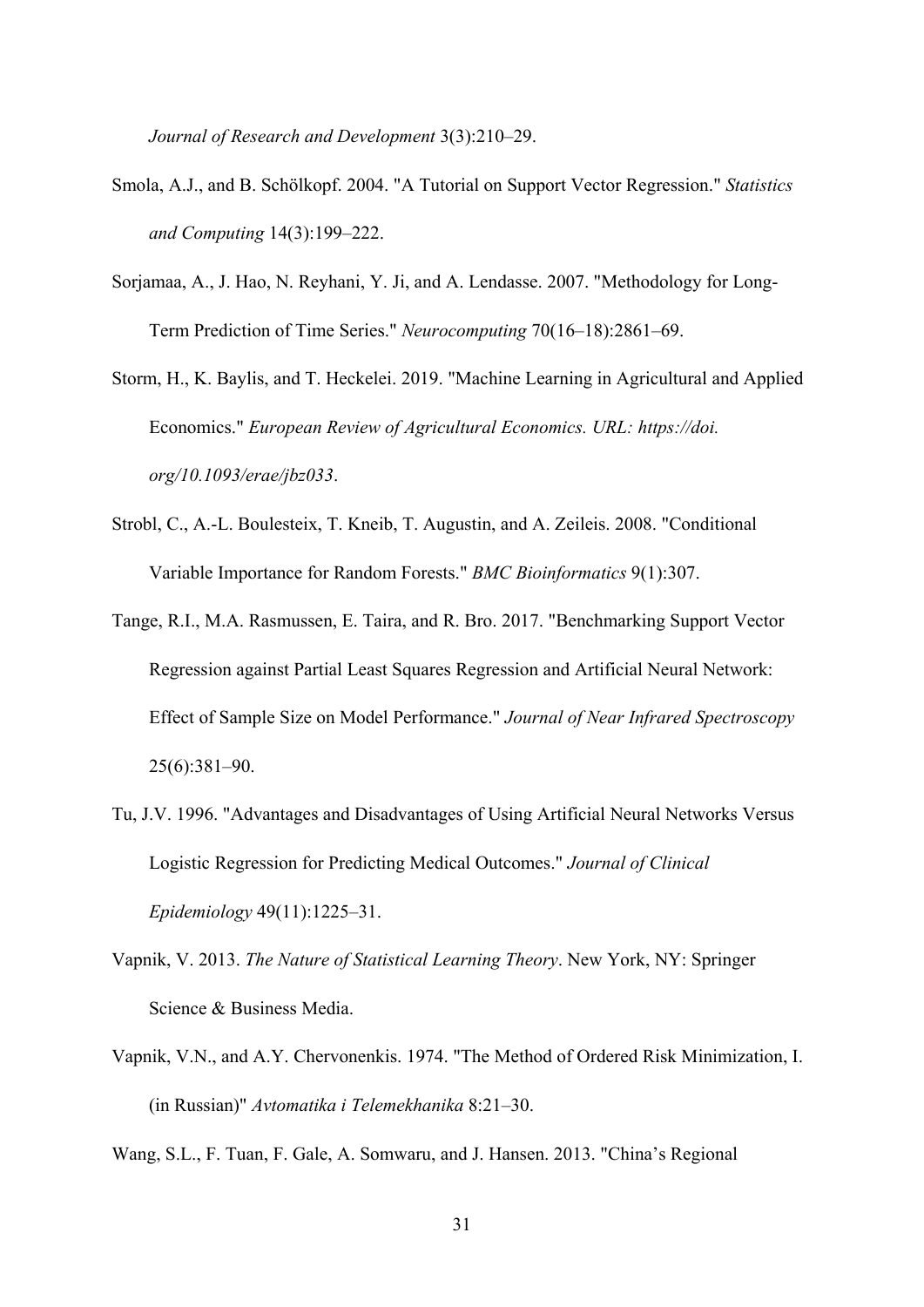*Journal of Research and Development* 3(3):210–29.

Smola, A.J., and B. Schölkopf. 2004. "A Tutorial on Support Vector Regression." *Statistics and Computing* 14(3):199–222.

Sorjamaa, A., J. Hao, N. Reyhani, Y. Ji, and A. Lendasse. 2007. "Methodology for Long-Term Prediction of Time Series." *Neurocomputing* 70(16–18):2861–69.

Storm, H., K. Baylis, and T. Heckelei. 2019. "Machine Learning in Agricultural and Applied Economics." *European Review of Agricultural Economics. URL: https://doi. org/10.1093/erae/jbz033*.

Strobl, C., A.-L. Boulesteix, T. Kneib, T. Augustin, and A. Zeileis. 2008. "Conditional Variable Importance for Random Forests." *BMC Bioinformatics* 9(1):307.

Tange, R.I., M.A. Rasmussen, E. Taira, and R. Bro. 2017. "Benchmarking Support Vector Regression against Partial Least Squares Regression and Artificial Neural Network: Effect of Sample Size on Model Performance." *Journal of Near Infrared Spectroscopy* 25(6):381–90.

Tu, J.V. 1996. "Advantages and Disadvantages of Using Artificial Neural Networks Versus Logistic Regression for Predicting Medical Outcomes." *Journal of Clinical Epidemiology* 49(11):1225–31.

Vapnik, V. 2013. *The Nature of Statistical Learning Theory*. New York, NY: Springer Science & Business Media.

Vapnik, V.N., and A.Y. Chervonenkis. 1974. "The Method of Ordered Risk Minimization, I. (in Russian)" *Avtomatika i Telemekhanika* 8:21–30.

Wang, S.L., F. Tuan, F. Gale, A. Somwaru, and J. Hansen. 2013. "China's Regional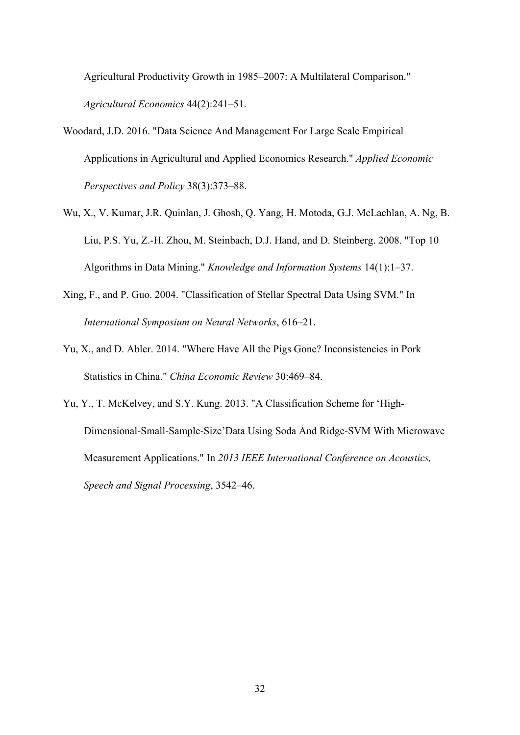Agricultural Productivity Growth in 1985–2007: A Multilateral Comparison." *Agricultural Economics* 44(2):241–51.

Woodard, J.D. 2016. "Data Science And Management For Large Scale Empirical Applications in Agricultural and Applied Economics Research." *Applied Economic Perspectives and Policy* 38(3):373–88.

Wu, X., V. Kumar, J.R. Quinlan, J. Ghosh, Q. Yang, H. Motoda, G.J. McLachlan, A. Ng, B. Liu, P.S. Yu, Z.-H. Zhou, M. Steinbach, D.J. Hand, and D. Steinberg. 2008. "Top 10 Algorithms in Data Mining." *Knowledge and Information Systems* 14(1):1–37.

Xing, F., and P. Guo. 2004. "Classification of Stellar Spectral Data Using SVM." In *International Symposium on Neural Networks*, 616–21.

Yu, X., and D. Abler. 2014. "Where Have All the Pigs Gone? Inconsistencies in Pork Statistics in China." *China Economic Review* 30:469–84.

Yu, Y., T. McKelvey, and S.Y. Kung. 2013. "A Classification Scheme for 'High-Dimensional-Small-Sample-Size'Data Using Soda And Ridge-SVM With Microwave Measurement Applications." In *2013 IEEE International Conference on Acoustics, Speech and Signal Processing*, 3542–46.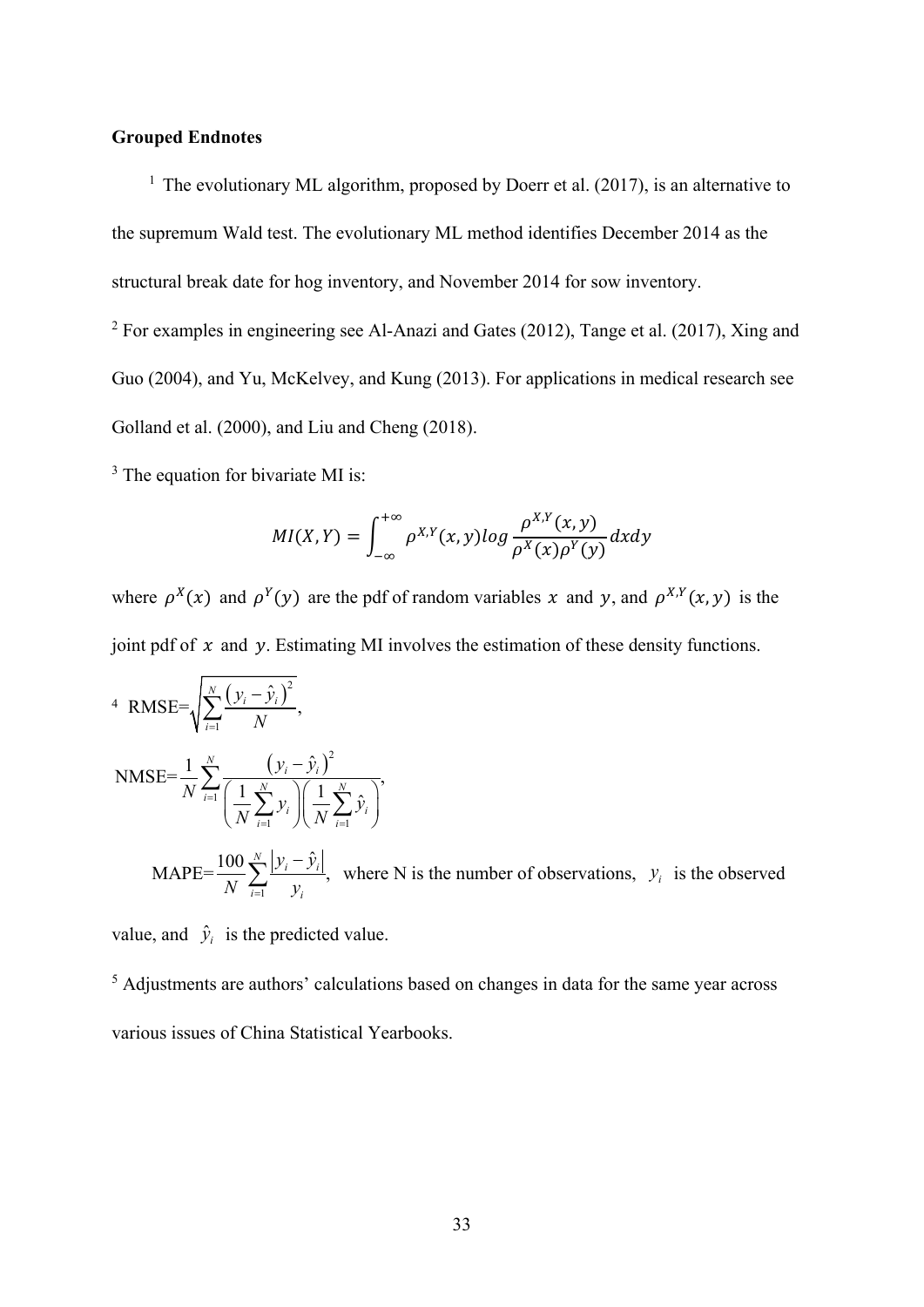**Grouped Endnotes**

[1] The evolutionary ML algorithm, proposed by Doerr et al. (2017), is an alternative to the supremum Wald test. The evolutionary ML method identifies December 2014 as the structural break date for hog inventory, and November 2014 for sow inventory.

[2] For examples in engineering see Al-Anazi and Gates (2012), Tange et al. (2017), Xing and Guo (2004), and Yu, McKelvey, and Kung (2013). For applications in medical research see Golland et al. (2000), and Liu and Cheng (2018).

[3] The equation for bivariate MI is:

$$MI(X,Y) = \int_{-\infty}^{+\infty} \rho^{X,Y}(x,y) log \frac{\rho^{X,Y}(x,y)}{\rho^{X}(x)\rho^{Y}(y)} dxdy$$

where $\rho^{X}(x)$ and $\rho^{Y}(y)$ are the pdf of random variables $x$ and $y$, and $\rho^{X,Y}(x,y)$ is the joint pdf of $x$ and $y$. Estimating MI involves the estimation of these density functions.

[4] RMSE= $\sqrt{\sum_{i=1}^{N} \frac{\left(y_i - \hat{y}_i\right)^2}{N}}$,

NMSE= $\frac{1}{N} \sum_{i=1}^{N} \frac{\left(y_i - \hat{y}_i\right)^2}{\left(\frac{1}{N}\sum_{i=1}^{N} y_i\right)\left(\frac{1}{N}\sum_{i=1}^{N} \hat{y}_i\right)}$,

MAPE= $\frac{100}{N} \sum_{i=1}^{N} \frac{\left|y_i - \hat{y}_i\right|}{y_i}$, where N is the number of observations, $y_i$ is the observed value, and $\hat{y}_i$ is the predicted value.

[5] Adjustments are authors' calculations based on changes in data for the same year across various issues of China Statistical Yearbooks.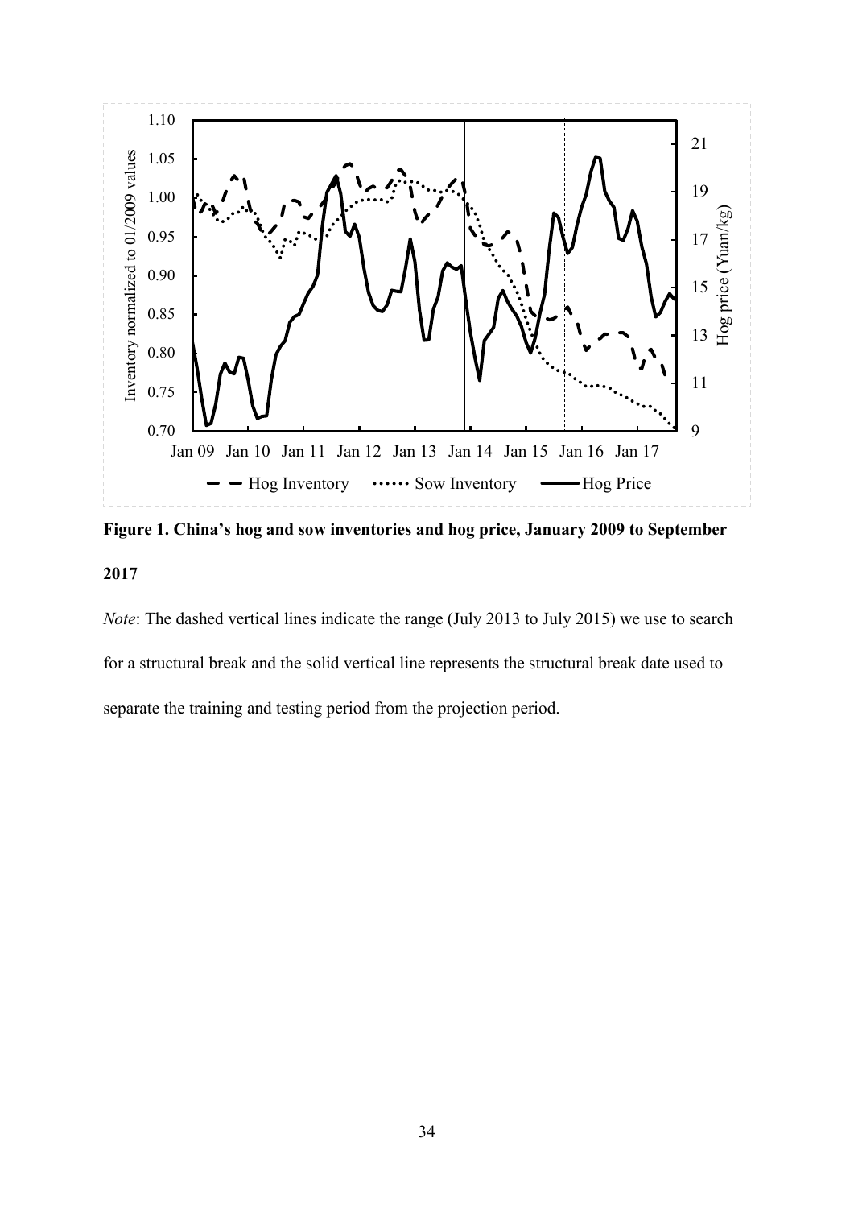**Figure 1. China's hog and sow inventories and hog price, January 2009 to September 2017**

*Note*: The dashed vertical lines indicate the range (July 2013 to July 2015) we use to search for a structural break and the solid vertical line represents the structural break date used to separate the training and testing period from the projection period.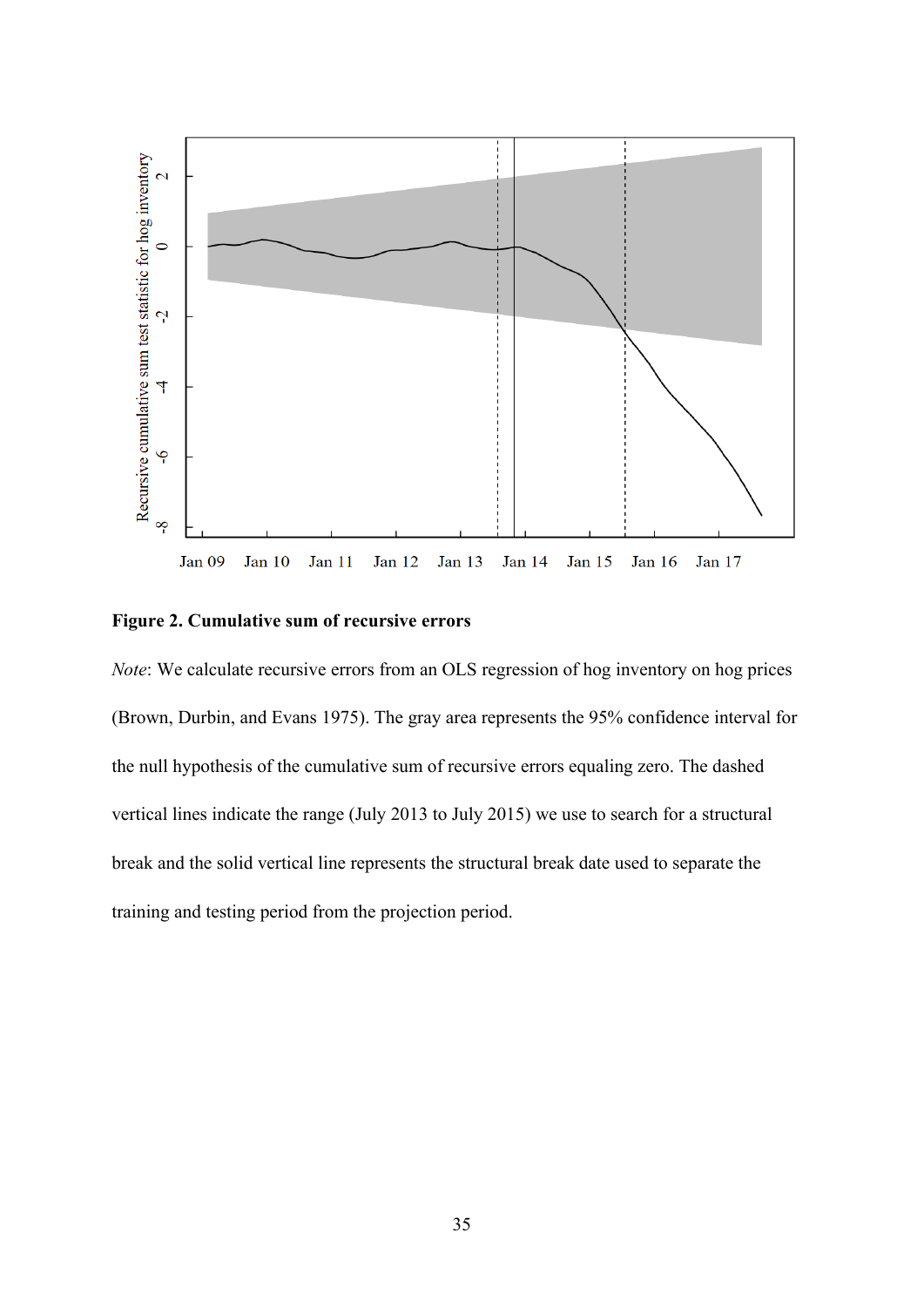**Figure 2. Cumulative sum of recursive errors**

*Note*: We calculate recursive errors from an OLS regression of hog inventory on hog prices (Brown, Durbin, and Evans 1975). The gray area represents the 95% confidence interval for the null hypothesis of the cumulative sum of recursive errors equaling zero. The dashed vertical lines indicate the range (July 2013 to July 2015) we use to search for a structural break and the solid vertical line represents the structural break date used to separate the training and testing period from the projection period.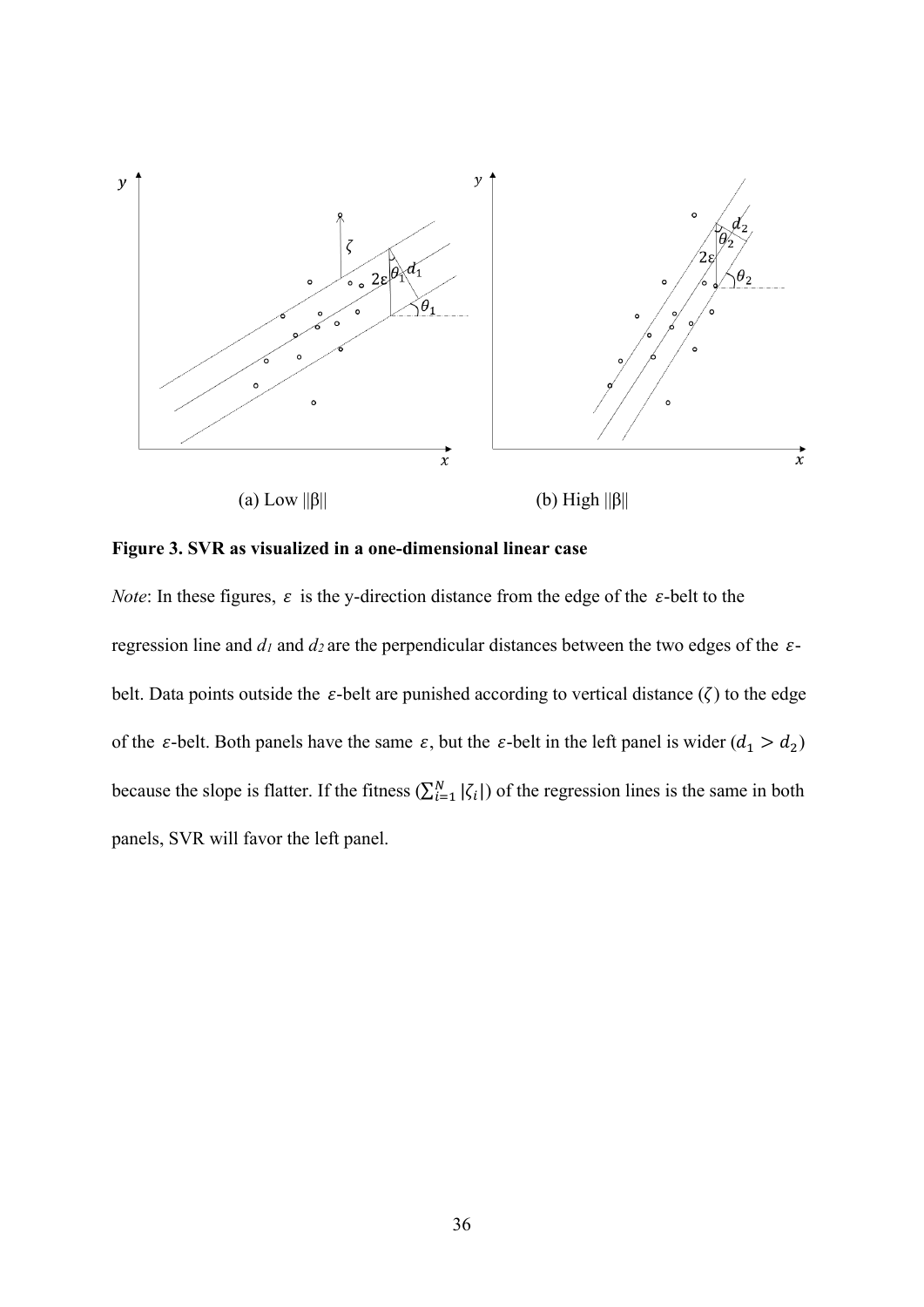(a) Low ||β||

(b) High ||β||

**Figure 3. SVR as visualized in a one-dimensional linear case**

*Note*: In these figures, $\varepsilon$ is the y-direction distance from the edge of the $\varepsilon$-belt to the regression line and $d_1$ and $d_2$ are the perpendicular distances between the two edges of the $\varepsilon$-belt. Data points outside the $\varepsilon$-belt are punished according to vertical distance ($\zeta$) to the edge of the $\varepsilon$-belt. Both panels have the same $\varepsilon$, but the $\varepsilon$-belt in the left panel is wider ($d_1 > d_2$) because the slope is flatter. If the fitness ($\sum_{i=1}^{N} |\zeta_i|$) of the regression lines is the same in both panels, SVR will favor the left panel.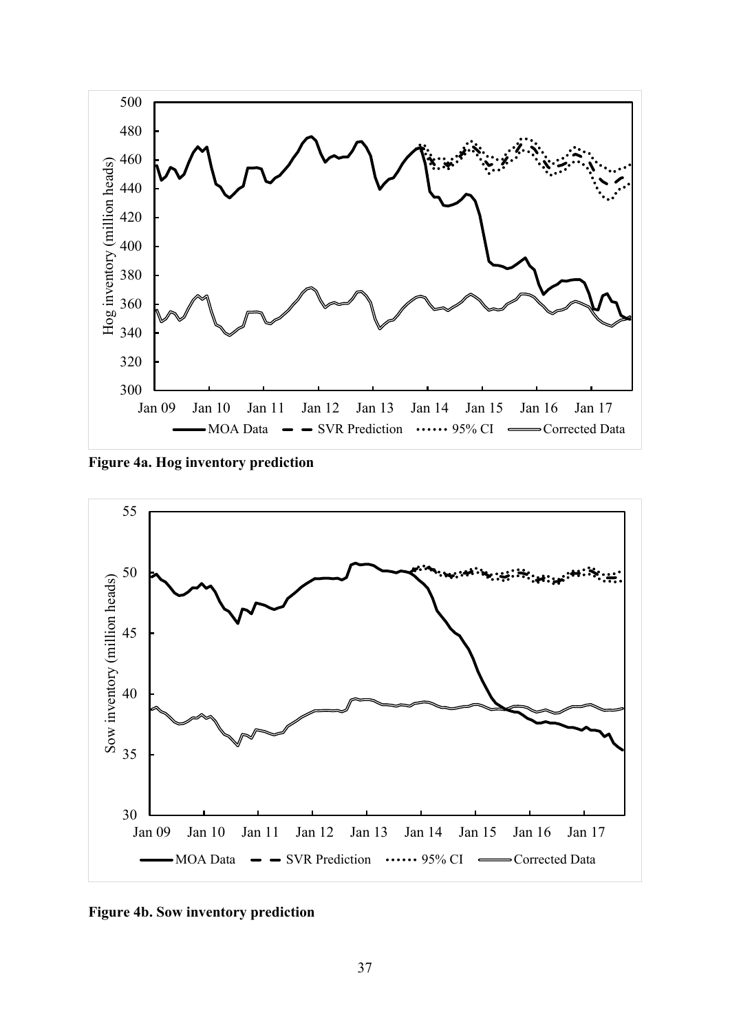**Figure 4a. Hog inventory prediction**

**Figure 4b. Sow inventory prediction**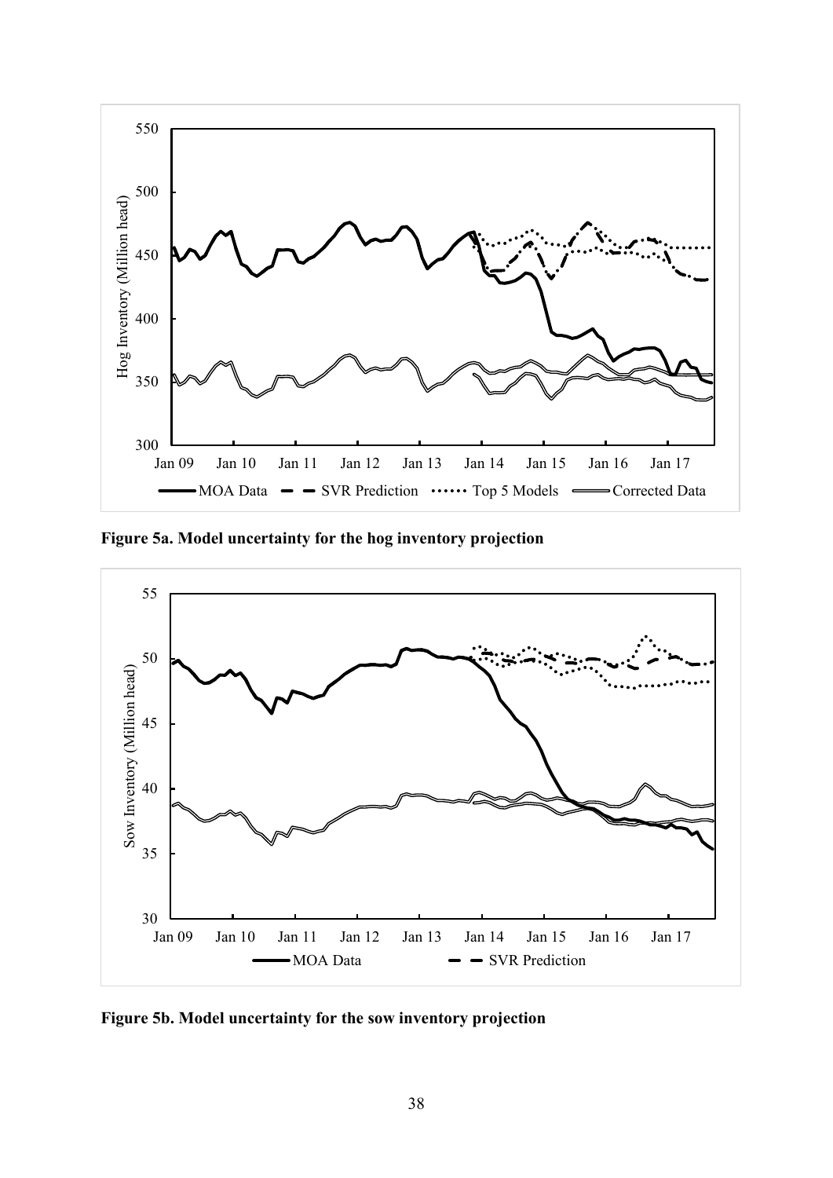**Figure 5a. Model uncertainty for the hog inventory projection**

**Figure 5b. Model uncertainty for the sow inventory projection**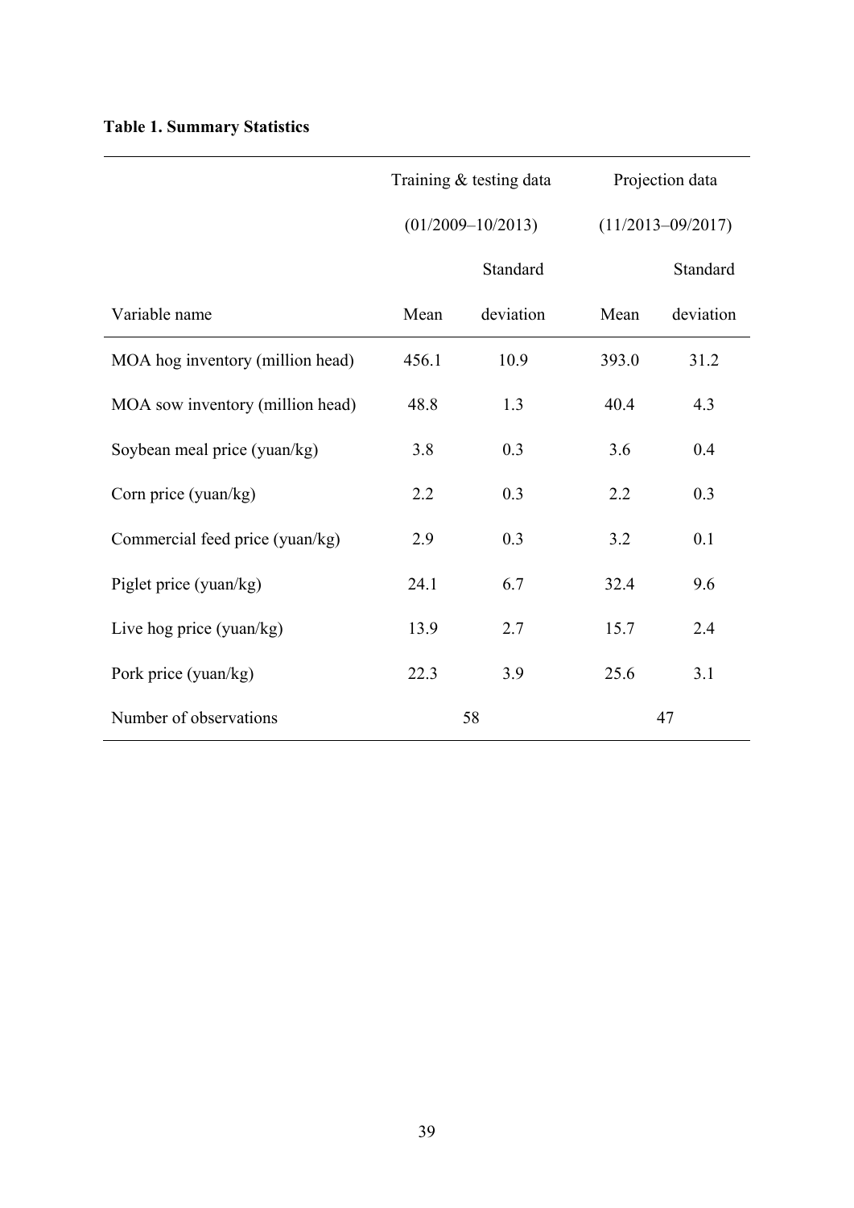**Table 1. Summary Statistics**

| | Training & testing data (01/2009–10/2013) | | Projection data (11/2013–09/2017) | |
|---|---|---|---|---|
| Variable name | Mean | Standard deviation | Mean | Standard deviation |
| MOA hog inventory (million head) | 456.1 | 10.9 | 393.0 | 31.2 |
| MOA sow inventory (million head) | 48.8 | 1.3 | 40.4 | 4.3 |
| Soybean meal price (yuan/kg) | 3.8 | 0.3 | 3.6 | 0.4 |
| Corn price (yuan/kg) | 2.2 | 0.3 | 2.2 | 0.3 |
| Commercial feed price (yuan/kg) | 2.9 | 0.3 | 3.2 | 0.1 |
| Piglet price (yuan/kg) | 24.1 | 6.7 | 32.4 | 9.6 |
| Live hog price (yuan/kg) | 13.9 | 2.7 | 15.7 | 2.4 |
| Pork price (yuan/kg) | 22.3 | 3.9 | 25.6 | 3.1 |
| Number of observations | 58 | | 47 | |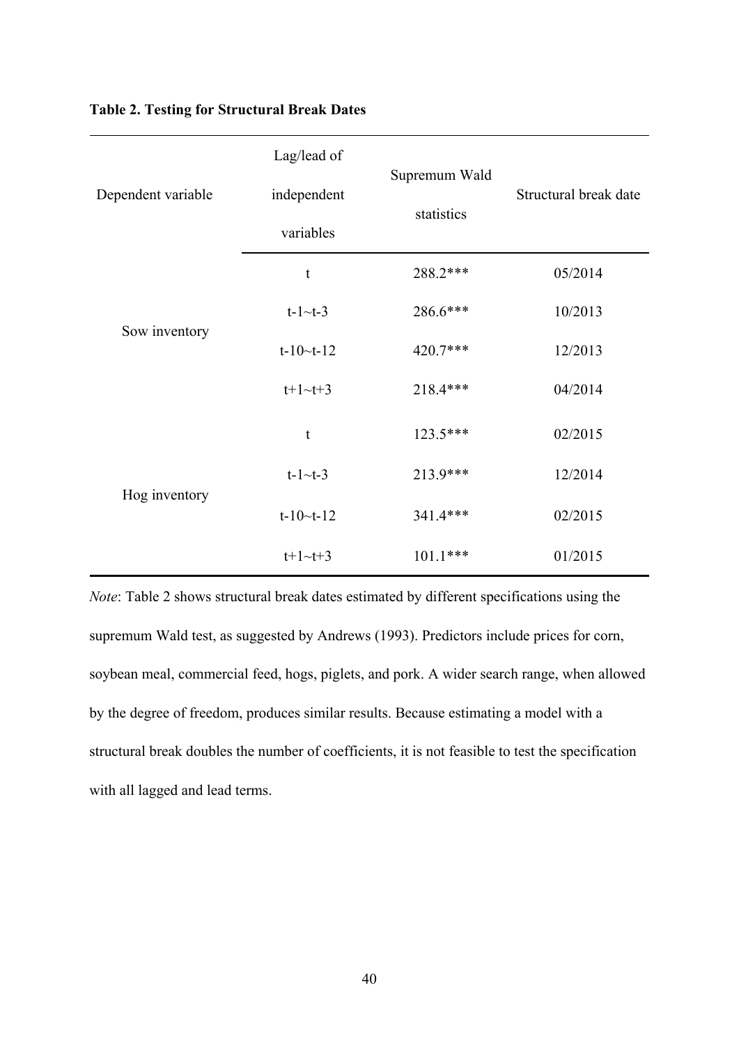**Table 2. Testing for Structural Break Dates**

| Dependent variable | Lag/lead of independent variables | Supremum Wald statistics | Structural break date |
|---|---|---|---|
| Sow inventory | t | 288.2*** | 05/2014 |
| | t-1~t-3 | 286.6*** | 10/2013 |
| | t-10~t-12 | 420.7*** | 12/2013 |
| | t+1~t+3 | 218.4*** | 04/2014 |
| Hog inventory | t | 123.5*** | 02/2015 |
| | t-1~t-3 | 213.9*** | 12/2014 |
| | t-10~t-12 | 341.4*** | 02/2015 |
| | t+1~t+3 | 101.1*** | 01/2015 |

*Note*: Table 2 shows structural break dates estimated by different specifications using the supremum Wald test, as suggested by Andrews (1993). Predictors include prices for corn, soybean meal, commercial feed, hogs, piglets, and pork. A wider search range, when allowed by the degree of freedom, produces similar results. Because estimating a model with a structural break doubles the number of coefficients, it is not feasible to test the specification with all lagged and lead terms.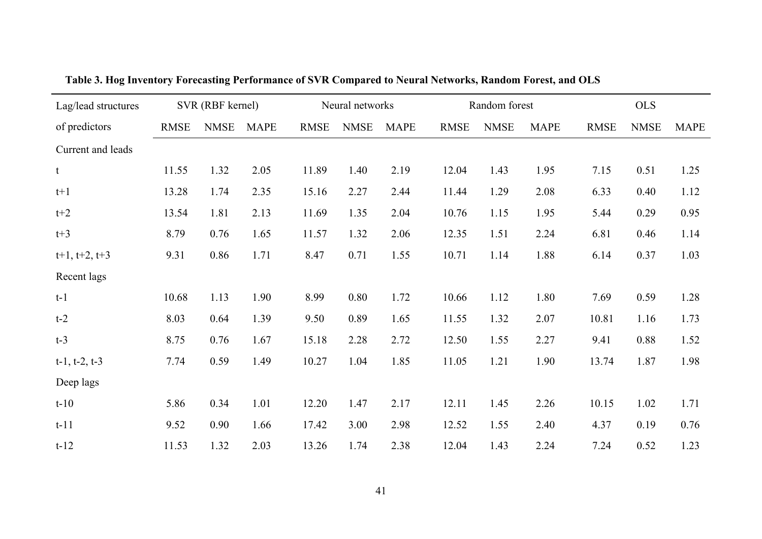**Table 3. Hog Inventory Forecasting Performance of SVR Compared to Neural Networks, Random Forest, and OLS**

| Lag/lead structures | SVR (RBF kernel) | | | Neural networks | | | Random forest | | | OLS | | |
|---|---|---|---|---|---|---|---|---|---|---|---|---|
| of predictors | RMSE | NMSE | MAPE | RMSE | NMSE | MAPE | RMSE | NMSE | MAPE | RMSE | NMSE | MAPE |
| Current and leads | | | | | | | | | | | | |
| t | 11.55 | 1.32 | 2.05 | 11.89 | 1.40 | 2.19 | 12.04 | 1.43 | 1.95 | 7.15 | 0.51 | 1.25 |
| t+1 | 13.28 | 1.74 | 2.35 | 15.16 | 2.27 | 2.44 | 11.44 | 1.29 | 2.08 | 6.33 | 0.40 | 1.12 |
| t+2 | 13.54 | 1.81 | 2.13 | 11.69 | 1.35 | 2.04 | 10.76 | 1.15 | 1.95 | 5.44 | 0.29 | 0.95 |
| t+3 | 8.79 | 0.76 | 1.65 | 11.57 | 1.32 | 2.06 | 12.35 | 1.51 | 2.24 | 6.81 | 0.46 | 1.14 |
| t+1, t+2, t+3 | 9.31 | 0.86 | 1.71 | 8.47 | 0.71 | 1.55 | 10.71 | 1.14 | 1.88 | 6.14 | 0.37 | 1.03 |
| Recent lags | | | | | | | | | | | | |
| t-1 | 10.68 | 1.13 | 1.90 | 8.99 | 0.80 | 1.72 | 10.66 | 1.12 | 1.80 | 7.69 | 0.59 | 1.28 |
| t-2 | 8.03 | 0.64 | 1.39 | 9.50 | 0.89 | 1.65 | 11.55 | 1.32 | 2.07 | 10.81 | 1.16 | 1.73 |
| t-3 | 8.75 | 0.76 | 1.67 | 15.18 | 2.28 | 2.72 | 12.50 | 1.55 | 2.27 | 9.41 | 0.88 | 1.52 |
| t-1, t-2, t-3 | 7.74 | 0.59 | 1.49 | 10.27 | 1.04 | 1.85 | 11.05 | 1.21 | 1.90 | 13.74 | 1.87 | 1.98 |
| Deep lags | | | | | | | | | | | | |
| t-10 | 5.86 | 0.34 | 1.01 | 12.20 | 1.47 | 2.17 | 12.11 | 1.45 | 2.26 | 10.15 | 1.02 | 1.71 |
| t-11 | 9.52 | 0.90 | 1.66 | 17.42 | 3.00 | 2.98 | 12.52 | 1.55 | 2.40 | 4.37 | 0.19 | 0.76 |
| t-12 | 11.53 | 1.32 | 2.03 | 13.26 | 1.74 | 2.38 | 12.04 | 1.43 | 2.24 | 7.24 | 0.52 | 1.23 |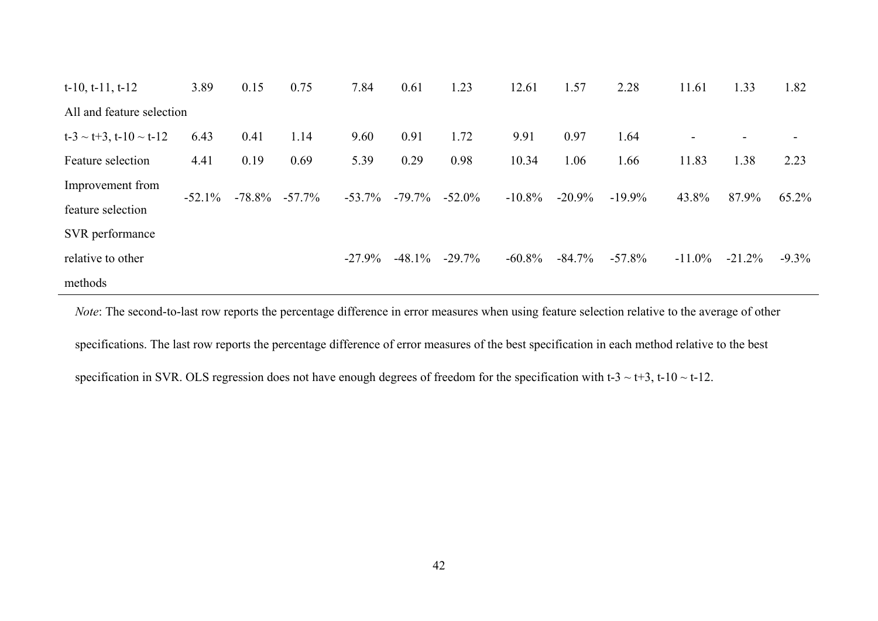| | | | | | | | | | | | | |
|---|---|---|---|---|---|---|---|---|---|---|---|---|
| t-10, t-11, t-12 | 3.89 | 0.15 | 0.75 | 7.84 | 0.61 | 1.23 | 12.61 | 1.57 | 2.28 | 11.61 | 1.33 | 1.82 |
| All and feature selection | | | | | | | | | | | | |
| t-3 ~ t+3, t-10 ~ t-12 | 6.43 | 0.41 | 1.14 | 9.60 | 0.91 | 1.72 | 9.91 | 0.97 | 1.64 | - | - | - |
| Feature selection | 4.41 | 0.19 | 0.69 | 5.39 | 0.29 | 0.98 | 10.34 | 1.06 | 1.66 | 11.83 | 1.38 | 2.23 |
| Improvement from feature selection | -52.1% | -78.8% | -57.7% | -53.7% | -79.7% | -52.0% | -10.8% | -20.9% | -19.9% | 43.8% | 87.9% | 65.2% |
| SVR performance relative to other methods | | | | -27.9% | -48.1% | -29.7% | -60.8% | -84.7% | -57.8% | -11.0% | -21.2% | -9.3% |

*Note*: The second-to-last row reports the percentage difference in error measures when using feature selection relative to the average of other specifications. The last row reports the percentage difference of error measures of the best specification in each method relative to the best specification in SVR. OLS regression does not have enough degrees of freedom for the specification with t-3 ~ t+3, t-10 ~ t-12.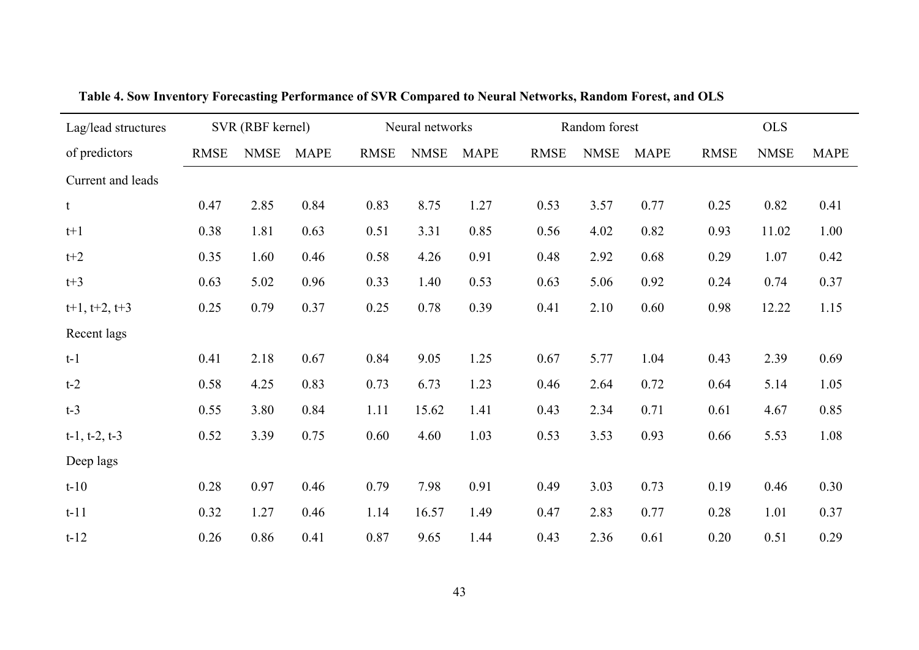**Table 4. Sow Inventory Forecasting Performance of SVR Compared to Neural Networks, Random Forest, and OLS**

| Lag/lead structures | SVR (RBF kernel) | | | Neural networks | | | Random forest | | | OLS | | |
|---|---|---|---|---|---|---|---|---|---|---|---|---|
| of predictors | RMSE | NMSE | MAPE | RMSE | NMSE | MAPE | RMSE | NMSE | MAPE | RMSE | NMSE | MAPE |
| Current and leads | | | | | | | | | | | | |
| t | 0.47 | 2.85 | 0.84 | 0.83 | 8.75 | 1.27 | 0.53 | 3.57 | 0.77 | 0.25 | 0.82 | 0.41 |
| t+1 | 0.38 | 1.81 | 0.63 | 0.51 | 3.31 | 0.85 | 0.56 | 4.02 | 0.82 | 0.93 | 11.02 | 1.00 |
| t+2 | 0.35 | 1.60 | 0.46 | 0.58 | 4.26 | 0.91 | 0.48 | 2.92 | 0.68 | 0.29 | 1.07 | 0.42 |
| t+3 | 0.63 | 5.02 | 0.96 | 0.33 | 1.40 | 0.53 | 0.63 | 5.06 | 0.92 | 0.24 | 0.74 | 0.37 |
| t+1, t+2, t+3 | 0.25 | 0.79 | 0.37 | 0.25 | 0.78 | 0.39 | 0.41 | 2.10 | 0.60 | 0.98 | 12.22 | 1.15 |
| Recent lags | | | | | | | | | | | | |
| t-1 | 0.41 | 2.18 | 0.67 | 0.84 | 9.05 | 1.25 | 0.67 | 5.77 | 1.04 | 0.43 | 2.39 | 0.69 |
| t-2 | 0.58 | 4.25 | 0.83 | 0.73 | 6.73 | 1.23 | 0.46 | 2.64 | 0.72 | 0.64 | 5.14 | 1.05 |
| t-3 | 0.55 | 3.80 | 0.84 | 1.11 | 15.62 | 1.41 | 0.43 | 2.34 | 0.71 | 0.61 | 4.67 | 0.85 |
| t-1, t-2, t-3 | 0.52 | 3.39 | 0.75 | 0.60 | 4.60 | 1.03 | 0.53 | 3.53 | 0.93 | 0.66 | 5.53 | 1.08 |
| Deep lags | | | | | | | | | | | | |
| t-10 | 0.28 | 0.97 | 0.46 | 0.79 | 7.98 | 0.91 | 0.49 | 3.03 | 0.73 | 0.19 | 0.46 | 0.30 |
| t-11 | 0.32 | 1.27 | 0.46 | 1.14 | 16.57 | 1.49 | 0.47 | 2.83 | 0.77 | 0.28 | 1.01 | 0.37 |
| t-12 | 0.26 | 0.86 | 0.41 | 0.87 | 9.65 | 1.44 | 0.43 | 2.36 | 0.61 | 0.20 | 0.51 | 0.29 |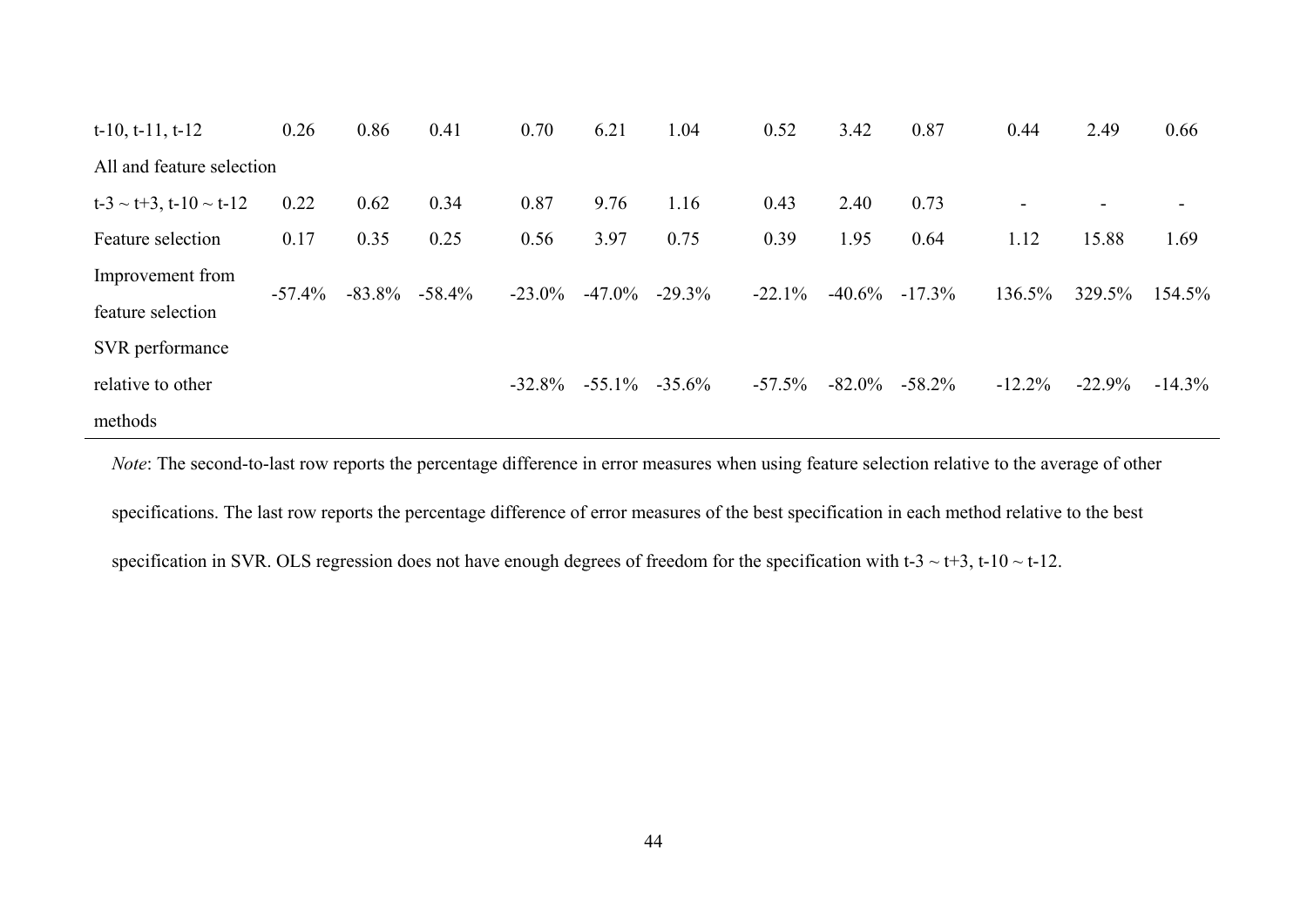| | | | | | | | | | | | | |
|---|---|---|---|---|---|---|---|---|---|---|---|---|
| t-10, t-11, t-12 | 0.26 | 0.86 | 0.41 | 0.70 | 6.21 | 1.04 | 0.52 | 3.42 | 0.87 | 0.44 | 2.49 | 0.66 |
| All and feature selection | | | | | | | | | | | | |
| t-3 ~ t+3, t-10 ~ t-12 | 0.22 | 0.62 | 0.34 | 0.87 | 9.76 | 1.16 | 0.43 | 2.40 | 0.73 | - | - | - |
| Feature selection | 0.17 | 0.35 | 0.25 | 0.56 | 3.97 | 0.75 | 0.39 | 1.95 | 0.64 | 1.12 | 15.88 | 1.69 |
| Improvement from feature selection | -57.4% | -83.8% | -58.4% | -23.0% | -47.0% | -29.3% | -22.1% | -40.6% | -17.3% | 136.5% | 329.5% | 154.5% |
| SVR performance relative to other methods | | | | -32.8% | -55.1% | -35.6% | -57.5% | -82.0% | -58.2% | -12.2% | -22.9% | -14.3% |

*Note*: The second-to-last row reports the percentage difference in error measures when using feature selection relative to the average of other specifications. The last row reports the percentage difference of error measures of the best specification in each method relative to the best specification in SVR. OLS regression does not have enough degrees of freedom for the specification with t-3 ~ t+3, t-10 ~ t-12.